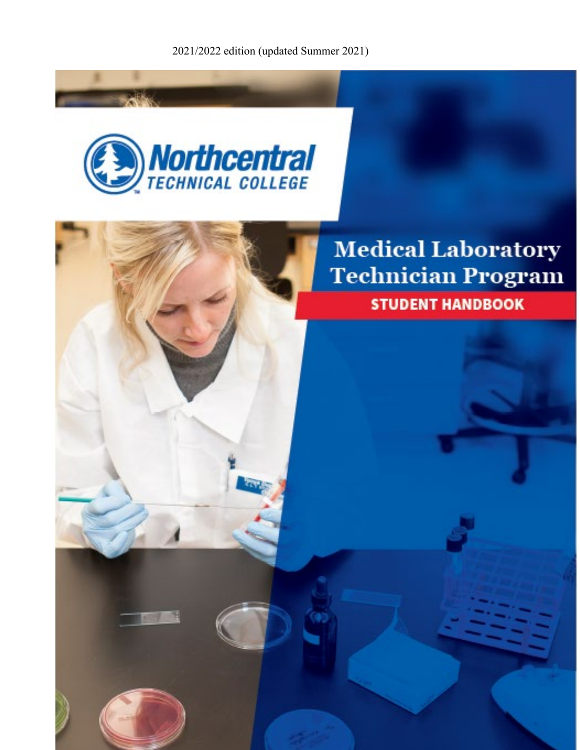2021/2022 edition (updated Summer 2021)

Northcentral TECHNICAL COLLEGE

# Medical Laboratory Technician Program

## STUDENT HANDBOOK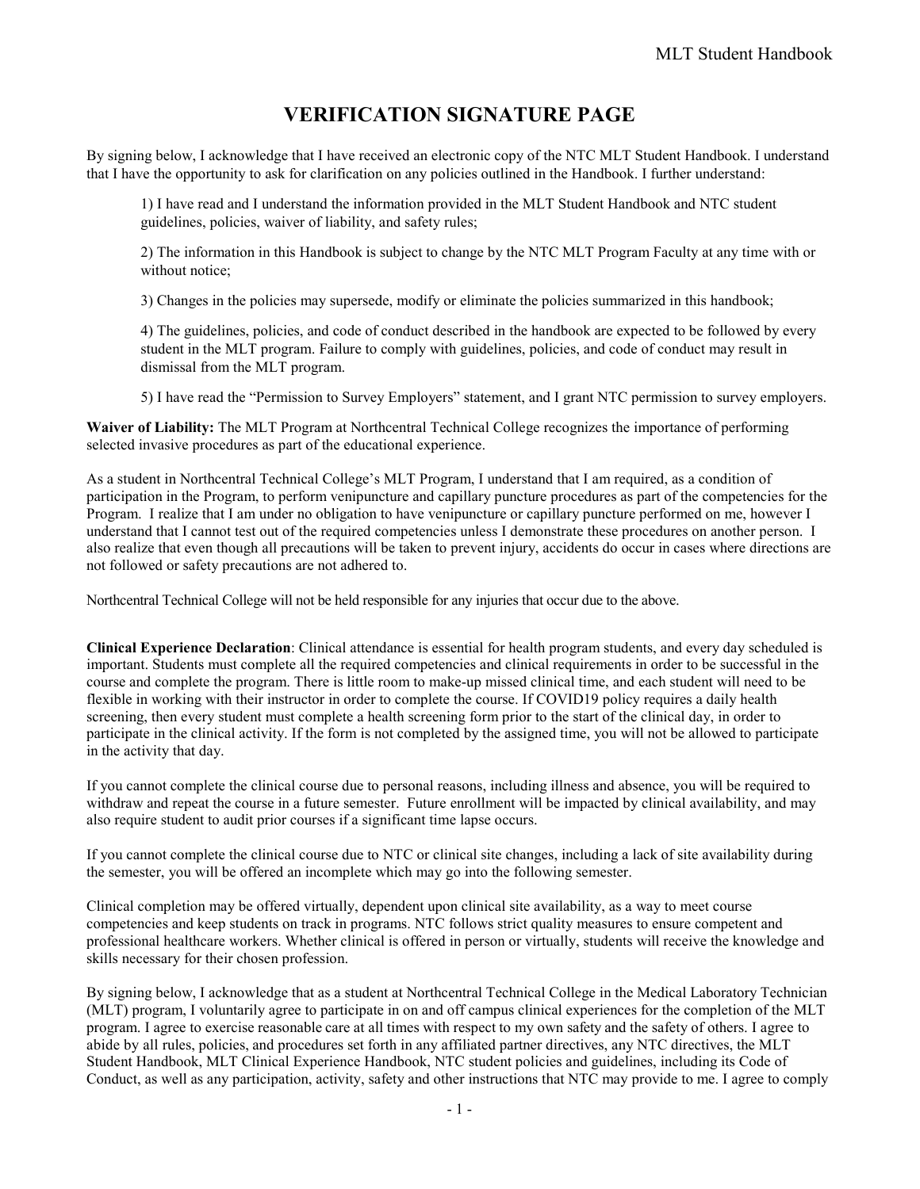# VERIFICATION SIGNATURE PAGE

By signing below, I acknowledge that I have received an electronic copy of the NTC MLT Student Handbook. I understand that I have the opportunity to ask for clarification on any policies outlined in the Handbook. I further understand:

1) I have read and I understand the information provided in the MLT Student Handbook and NTC student guidelines, policies, waiver of liability, and safety rules;

2) The information in this Handbook is subject to change by the NTC MLT Program Faculty at any time with or without notice;

3) Changes in the policies may supersede, modify or eliminate the policies summarized in this handbook;

4) The guidelines, policies, and code of conduct described in the handbook are expected to be followed by every student in the MLT program. Failure to comply with guidelines, policies, and code of conduct may result in dismissal from the MLT program.

5) I have read the "Permission to Survey Employers" statement, and I grant NTC permission to survey employers.

**Waiver of Liability:** The MLT Program at Northcentral Technical College recognizes the importance of performing selected invasive procedures as part of the educational experience.

As a student in Northcentral Technical College's MLT Program, I understand that I am required, as a condition of participation in the Program, to perform venipuncture and capillary puncture procedures as part of the competencies for the Program. I realize that I am under no obligation to have venipuncture or capillary puncture performed on me, however I understand that I cannot test out of the required competencies unless I demonstrate these procedures on another person. I also realize that even though all precautions will be taken to prevent injury, accidents do occur in cases where directions are not followed or safety precautions are not adhered to.

Northcentral Technical College will not be held responsible for any injuries that occur due to the above.

**Clinical Experience Declaration**: Clinical attendance is essential for health program students, and every day scheduled is important. Students must complete all the required competencies and clinical requirements in order to be successful in the course and complete the program. There is little room to make-up missed clinical time, and each student will need to be flexible in working with their instructor in order to complete the course. If COVID19 policy requires a daily health screening, then every student must complete a health screening form prior to the start of the clinical day, in order to participate in the clinical activity. If the form is not completed by the assigned time, you will not be allowed to participate in the activity that day.

If you cannot complete the clinical course due to personal reasons, including illness and absence, you will be required to withdraw and repeat the course in a future semester. Future enrollment will be impacted by clinical availability, and may also require student to audit prior courses if a significant time lapse occurs.

If you cannot complete the clinical course due to NTC or clinical site changes, including a lack of site availability during the semester, you will be offered an incomplete which may go into the following semester.

Clinical completion may be offered virtually, dependent upon clinical site availability, as a way to meet course competencies and keep students on track in programs. NTC follows strict quality measures to ensure competent and professional healthcare workers. Whether clinical is offered in person or virtually, students will receive the knowledge and skills necessary for their chosen profession.

By signing below, I acknowledge that as a student at Northcentral Technical College in the Medical Laboratory Technician (MLT) program, I voluntarily agree to participate in on and off campus clinical experiences for the completion of the MLT program. I agree to exercise reasonable care at all times with respect to my own safety and the safety of others. I agree to abide by all rules, policies, and procedures set forth in any affiliated partner directives, any NTC directives, the MLT Student Handbook, MLT Clinical Experience Handbook, NTC student policies and guidelines, including its Code of Conduct, as well as any participation, activity, safety and other instructions that NTC may provide to me. I agree to comply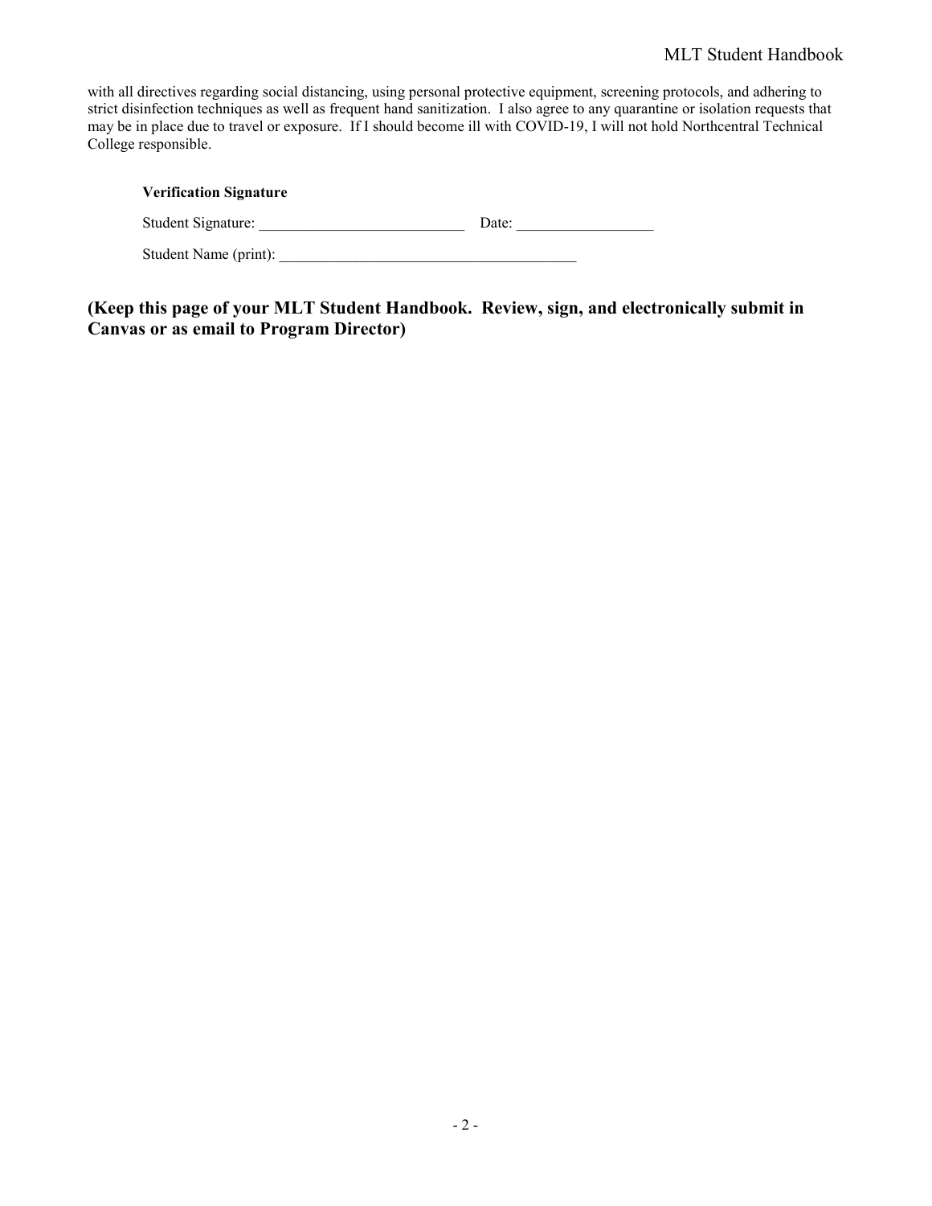with all directives regarding social distancing, using personal protective equipment, screening protocols, and adhering to strict disinfection techniques as well as frequent hand sanitization. I also agree to any quarantine or isolation requests that may be in place due to travel or exposure. If I should become ill with COVID-19, I will not hold Northcentral Technical College responsible.

**Verification Signature**

Student Signature: ___________________________ Date: __________________

Student Name (print): _______________________________________

**(Keep this page of your MLT Student Handbook. Review, sign, and electronically submit in Canvas or as email to Program Director)**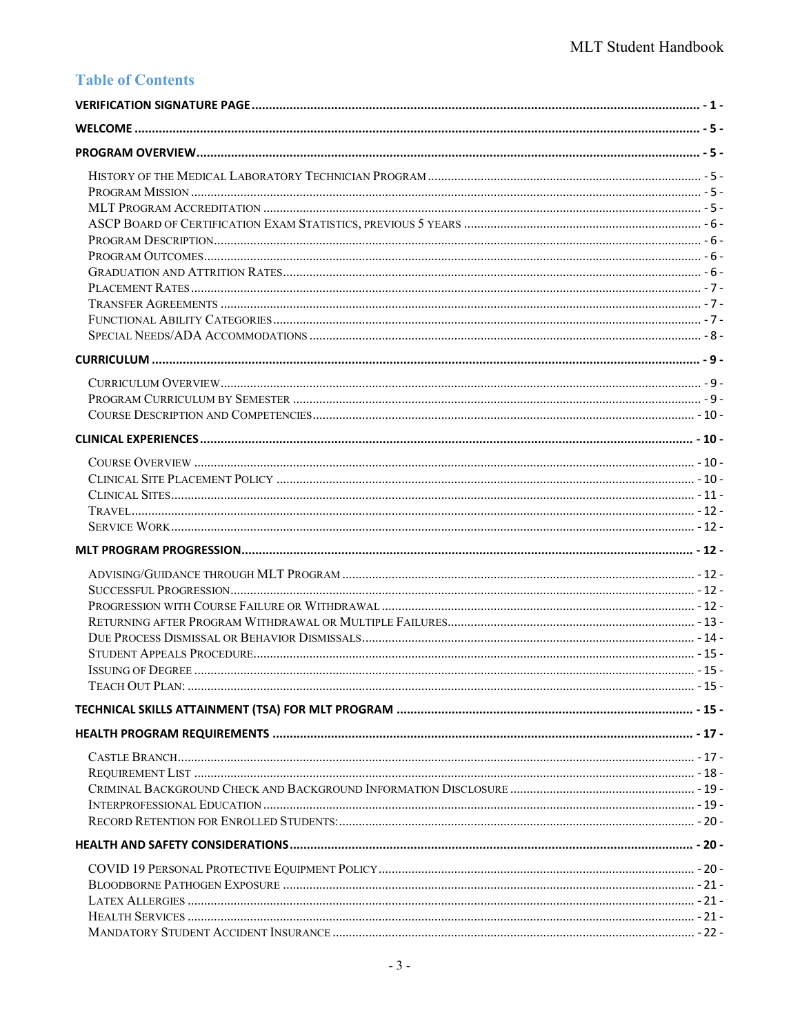## Table of Contents

**VERIFICATION SIGNATURE PAGE** ... - 1 -

**WELCOME** ... - 5 -

**PROGRAM OVERVIEW** ... - 5 -

- History of the Medical Laboratory Technician Program ... - 5 -
- Program Mission ... - 5 -
- MLT Program Accreditation ... - 5 -
- ASCP Board of Certification Exam Statistics, previous 5 years ... - 6 -
- Program Description ... - 6 -
- Program Outcomes ... - 6 -
- Graduation and Attrition Rates ... - 6 -
- Placement Rates ... - 7 -
- Transfer Agreements ... - 7 -
- Functional Ability Categories ... - 7 -
- Special Needs/ADA Accommodations ... - 8 -

**CURRICULUM** ... - 9 -

- Curriculum Overview ... - 9 -
- Program Curriculum by Semester ... - 9 -
- Course Description and Competencies ... - 10 -

**CLINICAL EXPERIENCES** ... - 10 -

- Course Overview ... - 10 -
- Clinical Site Placement Policy ... - 10 -
- Clinical Sites ... - 11 -
- Travel ... - 12 -
- Service Work ... - 12 -

**MLT PROGRAM PROGRESSION** ... - 12 -

- Advising/Guidance through MLT Program ... - 12 -
- Successful Progression ... - 12 -
- Progression with Course Failure or Withdrawal ... - 12 -
- Returning after Program Withdrawal or Multiple Failures ... - 13 -
- Due Process Dismissal or Behavior Dismissals ... - 14 -
- Student Appeals Procedure ... - 15 -
- Issuing of Degree ... - 15 -
- Teach Out Plan: ... - 15 -

**TECHNICAL SKILLS ATTAINMENT (TSA) FOR MLT PROGRAM** ... - 15 -

**HEALTH PROGRAM REQUIREMENTS** ... - 17 -

- Castle Branch ... - 17 -
- Requirement List ... - 18 -
- Criminal Background Check and Background Information Disclosure ... - 19 -
- Interprofessional Education ... - 19 -
- Record Retention for Enrolled Students: ... - 20 -

**HEALTH AND SAFETY CONSIDERATIONS** ... - 20 -

- COVID 19 Personal Protective Equipment Policy ... - 20 -
- Bloodborne Pathogen Exposure ... - 21 -
- Latex Allergies ... - 21 -
- Health Services ... - 21 -
- Mandatory Student Accident Insurance ... - 22 -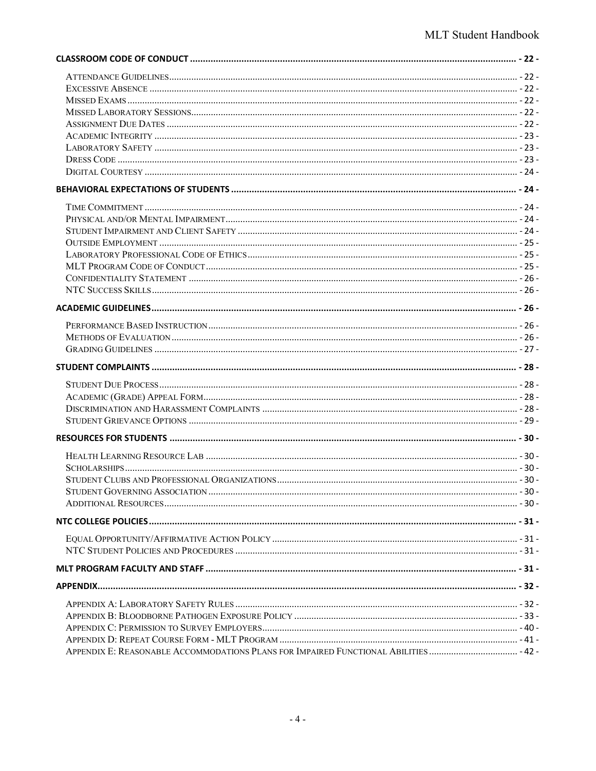| | |
|---|---|
| **CLASSROOM CODE OF CONDUCT** | **- 22 -** |
| Attendance Guidelines | - 22 - |
| Excessive Absence | - 22 - |
| Missed Exams | - 22 - |
| Missed Laboratory Sessions | - 22 - |
| Assignment Due Dates | - 22 - |
| Academic Integrity | - 23 - |
| Laboratory Safety | - 23 - |
| Dress Code | - 23 - |
| Digital Courtesy | - 24 - |
| **BEHAVIORAL EXPECTATIONS OF STUDENTS** | **- 24 -** |
| Time Commitment | - 24 - |
| Physical and/or Mental Impairment | - 24 - |
| Student Impairment and Client Safety | - 24 - |
| Outside Employment | - 25 - |
| Laboratory Professional Code of Ethics | - 25 - |
| MLT Program Code of Conduct | - 25 - |
| Confidentiality Statement | - 26 - |
| NTC Success Skills | - 26 - |
| **ACADEMIC GUIDELINES** | **- 26 -** |
| Performance Based Instruction | - 26 - |
| Methods of Evaluation | - 26 - |
| Grading Guidelines | - 27 - |
| **STUDENT COMPLAINTS** | **- 28 -** |
| Student Due Process | - 28 - |
| Academic (Grade) Appeal Form | - 28 - |
| Discrimination and Harassment Complaints | - 28 - |
| Student Grievance Options | - 29 - |
| **RESOURCES FOR STUDENTS** | **- 30 -** |
| Health Learning Resource Lab | - 30 - |
| Scholarships | - 30 - |
| Student Clubs and Professional Organizations | - 30 - |
| Student Governing Association | - 30 - |
| Additional Resources | - 30 - |
| **NTC COLLEGE POLICIES** | **- 31 -** |
| Equal Opportunity/Affirmative Action Policy | - 31 - |
| NTC Student Policies and Procedures | - 31 - |
| **MLT PROGRAM FACULTY AND STAFF** | **- 31 -** |
| **APPENDIX** | **- 32 -** |
| Appendix A: Laboratory Safety Rules | - 32 - |
| Appendix B: Bloodborne Pathogen Exposure Policy | - 33 - |
| Appendix C: Permission to Survey Employers | - 40 - |
| Appendix D: Repeat Course Form - MLT Program | - 41 - |
| Appendix E: Reasonable Accommodations Plans for Impaired Functional Abilities | - 42 - |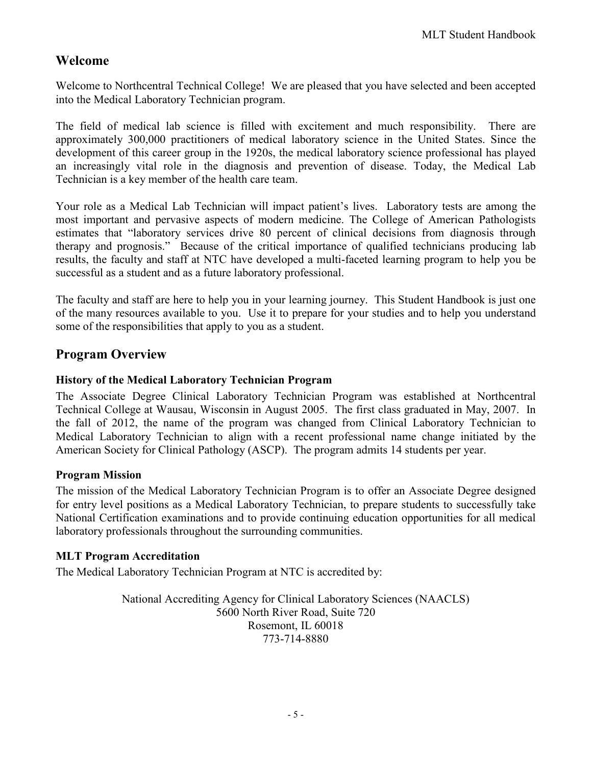## Welcome

Welcome to Northcentral Technical College! We are pleased that you have selected and been accepted into the Medical Laboratory Technician program.

The field of medical lab science is filled with excitement and much responsibility. There are approximately 300,000 practitioners of medical laboratory science in the United States. Since the development of this career group in the 1920s, the medical laboratory science professional has played an increasingly vital role in the diagnosis and prevention of disease. Today, the Medical Lab Technician is a key member of the health care team.

Your role as a Medical Lab Technician will impact patient's lives. Laboratory tests are among the most important and pervasive aspects of modern medicine. The College of American Pathologists estimates that "laboratory services drive 80 percent of clinical decisions from diagnosis through therapy and prognosis." Because of the critical importance of qualified technicians producing lab results, the faculty and staff at NTC have developed a multi-faceted learning program to help you be successful as a student and as a future laboratory professional.

The faculty and staff are here to help you in your learning journey. This Student Handbook is just one of the many resources available to you. Use it to prepare for your studies and to help you understand some of the responsibilities that apply to you as a student.

## Program Overview

### History of the Medical Laboratory Technician Program

The Associate Degree Clinical Laboratory Technician Program was established at Northcentral Technical College at Wausau, Wisconsin in August 2005. The first class graduated in May, 2007. In the fall of 2012, the name of the program was changed from Clinical Laboratory Technician to Medical Laboratory Technician to align with a recent professional name change initiated by the American Society for Clinical Pathology (ASCP). The program admits 14 students per year.

### Program Mission

The mission of the Medical Laboratory Technician Program is to offer an Associate Degree designed for entry level positions as a Medical Laboratory Technician, to prepare students to successfully take National Certification examinations and to provide continuing education opportunities for all medical laboratory professionals throughout the surrounding communities.

### MLT Program Accreditation

The Medical Laboratory Technician Program at NTC is accredited by:

National Accrediting Agency for Clinical Laboratory Sciences (NAACLS)
5600 North River Road, Suite 720
Rosemont, IL 60018
773-714-8880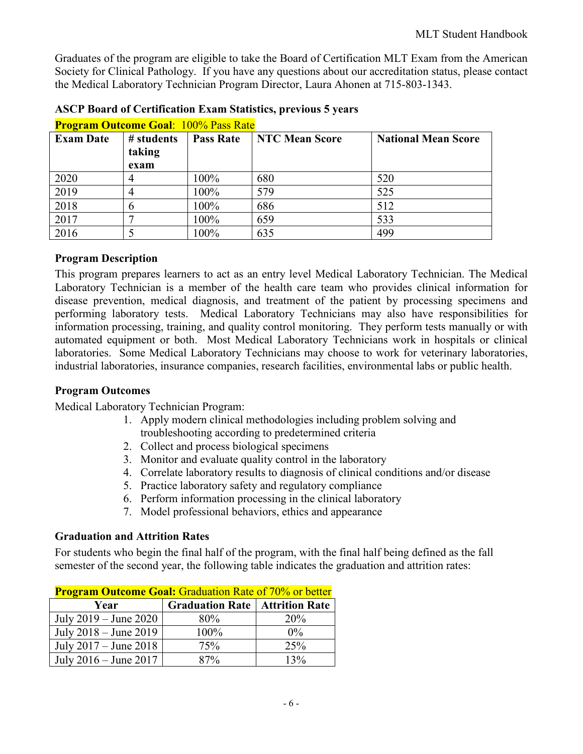Graduates of the program are eligible to take the Board of Certification MLT Exam from the American Society for Clinical Pathology. If you have any questions about our accreditation status, please contact the Medical Laboratory Technician Program Director, Laura Ahonen at 715-803-1343.

**ASCP Board of Certification Exam Statistics, previous 5 years**

**Program Outcome Goal**: 100% Pass Rate

| Exam Date | # students taking exam | Pass Rate | NTC Mean Score | National Mean Score |
|---|---|---|---|---|
| 2020 | 4 | 100% | 680 | 520 |
| 2019 | 4 | 100% | 579 | 525 |
| 2018 | 6 | 100% | 686 | 512 |
| 2017 | 7 | 100% | 659 | 533 |
| 2016 | 5 | 100% | 635 | 499 |

**Program Description**

This program prepares learners to act as an entry level Medical Laboratory Technician. The Medical Laboratory Technician is a member of the health care team who provides clinical information for disease prevention, medical diagnosis, and treatment of the patient by processing specimens and performing laboratory tests. Medical Laboratory Technicians may also have responsibilities for information processing, training, and quality control monitoring. They perform tests manually or with automated equipment or both. Most Medical Laboratory Technicians work in hospitals or clinical laboratories. Some Medical Laboratory Technicians may choose to work for veterinary laboratories, industrial laboratories, insurance companies, research facilities, environmental labs or public health.

**Program Outcomes**

Medical Laboratory Technician Program:

1. Apply modern clinical methodologies including problem solving and troubleshooting according to predetermined criteria
2. Collect and process biological specimens
3. Monitor and evaluate quality control in the laboratory
4. Correlate laboratory results to diagnosis of clinical conditions and/or disease
5. Practice laboratory safety and regulatory compliance
6. Perform information processing in the clinical laboratory
7. Model professional behaviors, ethics and appearance

**Graduation and Attrition Rates**

For students who begin the final half of the program, with the final half being defined as the fall semester of the second year, the following table indicates the graduation and attrition rates:

**Program Outcome Goal:** Graduation Rate of 70% or better

| Year | Graduation Rate | Attrition Rate |
|---|---|---|
| July 2019 – June 2020 | 80% | 20% |
| July 2018 – June 2019 | 100% | 0% |
| July 2017 – June 2018 | 75% | 25% |
| July 2016 – June 2017 | 87% | 13% |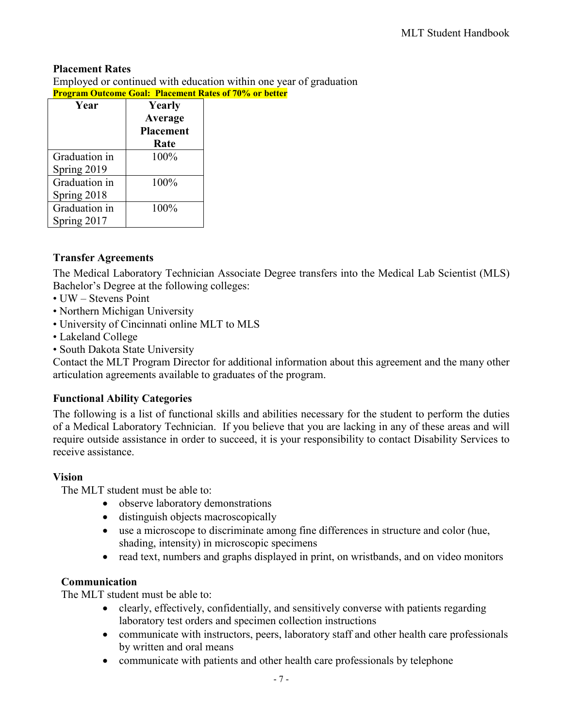### Placement Rates

Employed or continued with education within one year of graduation

**Program Outcome Goal: Placement Rates of 70% or better**

| Year | Yearly Average Placement Rate |
| --- | --- |
| Graduation in Spring 2019 | 100% |
| Graduation in Spring 2018 | 100% |
| Graduation in Spring 2017 | 100% |

### Transfer Agreements

The Medical Laboratory Technician Associate Degree transfers into the Medical Lab Scientist (MLS) Bachelor's Degree at the following colleges:

- UW – Stevens Point
- Northern Michigan University
- University of Cincinnati online MLT to MLS
- Lakeland College
- South Dakota State University

Contact the MLT Program Director for additional information about this agreement and the many other articulation agreements available to graduates of the program.

### Functional Ability Categories

The following is a list of functional skills and abilities necessary for the student to perform the duties of a Medical Laboratory Technician. If you believe that you are lacking in any of these areas and will require outside assistance in order to succeed, it is your responsibility to contact Disability Services to receive assistance.

#### Vision

The MLT student must be able to:

- observe laboratory demonstrations
- distinguish objects macroscopically
- use a microscope to discriminate among fine differences in structure and color (hue, shading, intensity) in microscopic specimens
- read text, numbers and graphs displayed in print, on wristbands, and on video monitors

#### Communication

The MLT student must be able to:

- clearly, effectively, confidentially, and sensitively converse with patients regarding laboratory test orders and specimen collection instructions
- communicate with instructors, peers, laboratory staff and other health care professionals by written and oral means
- communicate with patients and other health care professionals by telephone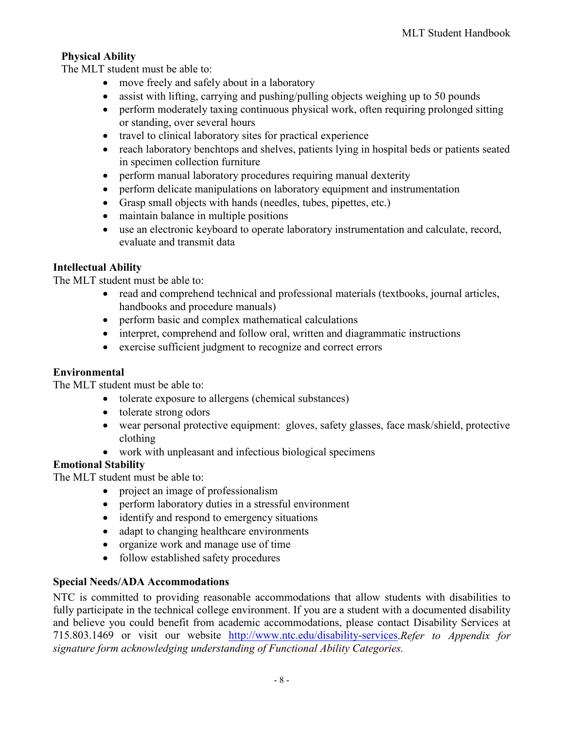**Physical Ability**

The MLT student must be able to:

- move freely and safely about in a laboratory
- assist with lifting, carrying and pushing/pulling objects weighing up to 50 pounds
- perform moderately taxing continuous physical work, often requiring prolonged sitting or standing, over several hours
- travel to clinical laboratory sites for practical experience
- reach laboratory benchtops and shelves, patients lying in hospital beds or patients seated in specimen collection furniture
- perform manual laboratory procedures requiring manual dexterity
- perform delicate manipulations on laboratory equipment and instrumentation
- Grasp small objects with hands (needles, tubes, pipettes, etc.)
- maintain balance in multiple positions
- use an electronic keyboard to operate laboratory instrumentation and calculate, record, evaluate and transmit data

**Intellectual Ability**

The MLT student must be able to:

- read and comprehend technical and professional materials (textbooks, journal articles, handbooks and procedure manuals)
- perform basic and complex mathematical calculations
- interpret, comprehend and follow oral, written and diagrammatic instructions
- exercise sufficient judgment to recognize and correct errors

**Environmental**

The MLT student must be able to:

- tolerate exposure to allergens (chemical substances)
- tolerate strong odors
- wear personal protective equipment: gloves, safety glasses, face mask/shield, protective clothing
- work with unpleasant and infectious biological specimens

**Emotional Stability**

The MLT student must be able to:

- project an image of professionalism
- perform laboratory duties in a stressful environment
- identify and respond to emergency situations
- adapt to changing healthcare environments
- organize work and manage use of time
- follow established safety procedures

**Special Needs/ADA Accommodations**

NTC is committed to providing reasonable accommodations that allow students with disabilities to fully participate in the technical college environment. If you are a student with a documented disability and believe you could benefit from academic accommodations, please contact Disability Services at 715.803.1469 or visit our website http://www.ntc.edu/disability-services.*Refer to Appendix for signature form acknowledging understanding of Functional Ability Categories.*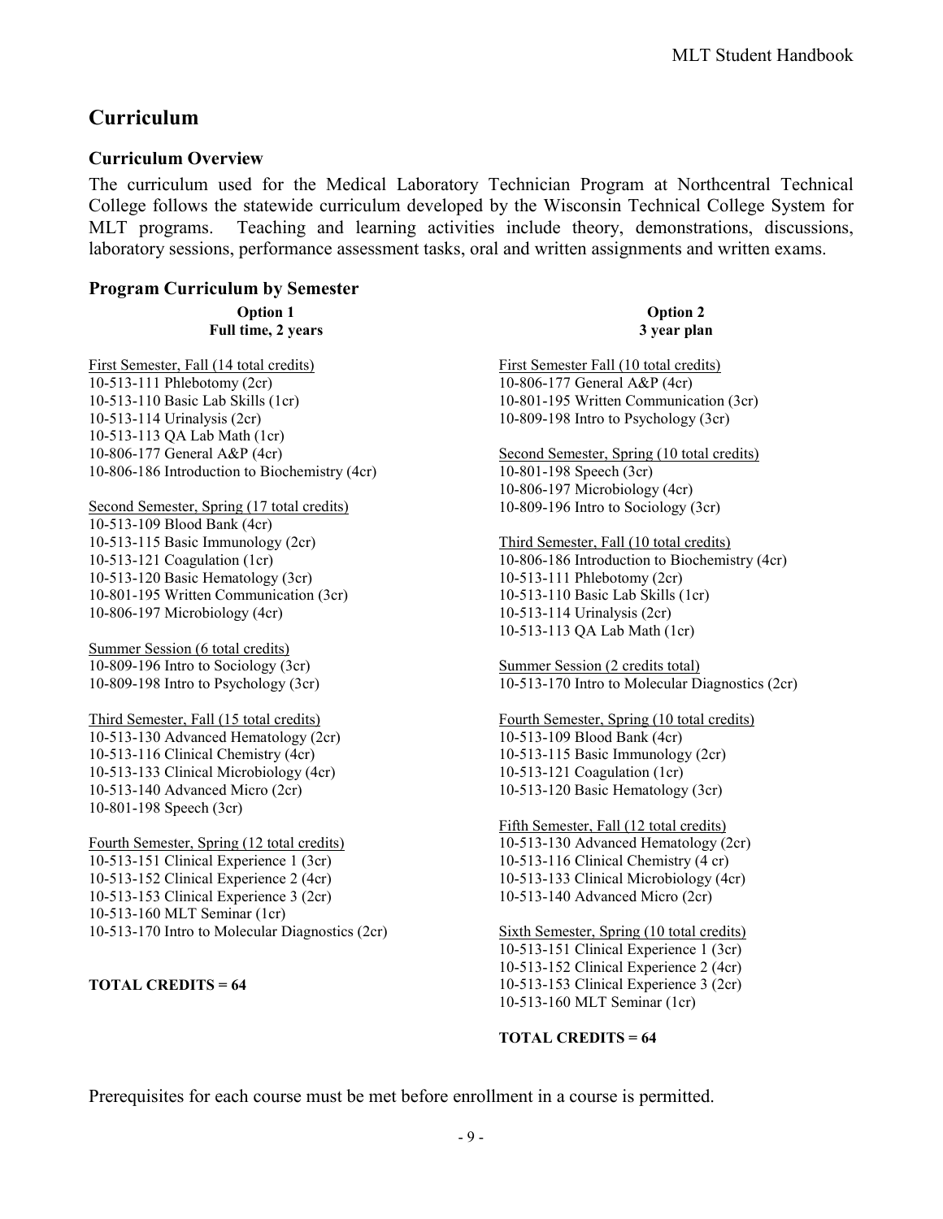## Curriculum

### Curriculum Overview

The curriculum used for the Medical Laboratory Technician Program at Northcentral Technical College follows the statewide curriculum developed by the Wisconsin Technical College System for MLT programs. Teaching and learning activities include theory, demonstrations, discussions, laboratory sessions, performance assessment tasks, oral and written assignments and written exams.

### Program Curriculum by Semester

**Option 1**
**Full time, 2 years**

First Semester, Fall (14 total credits)
10-513-111 Phlebotomy (2cr)
10-513-110 Basic Lab Skills (1cr)
10-513-114 Urinalysis (2cr)
10-513-113 QA Lab Math (1cr)
10-806-177 General A&P (4cr)
10-806-186 Introduction to Biochemistry (4cr)

Second Semester, Spring (17 total credits)
10-513-109 Blood Bank (4cr)
10-513-115 Basic Immunology (2cr)
10-513-121 Coagulation (1cr)
10-513-120 Basic Hematology (3cr)
10-801-195 Written Communication (3cr)
10-806-197 Microbiology (4cr)

Summer Session (6 total credits)
10-809-196 Intro to Sociology (3cr)
10-809-198 Intro to Psychology (3cr)

Third Semester, Fall (15 total credits)
10-513-130 Advanced Hematology (2cr)
10-513-116 Clinical Chemistry (4cr)
10-513-133 Clinical Microbiology (4cr)
10-513-140 Advanced Micro (2cr)
10-801-198 Speech (3cr)

Fourth Semester, Spring (12 total credits)
10-513-151 Clinical Experience 1 (3cr)
10-513-152 Clinical Experience 2 (4cr)
10-513-153 Clinical Experience 3 (2cr)
10-513-160 MLT Seminar (1cr)
10-513-170 Intro to Molecular Diagnostics (2cr)

**TOTAL CREDITS = 64**

**Option 2**
**3 year plan**

First Semester Fall (10 total credits)
10-806-177 General A&P (4cr)
10-801-195 Written Communication (3cr)
10-809-198 Intro to Psychology (3cr)

Second Semester, Spring (10 total credits)
10-801-198 Speech (3cr)
10-806-197 Microbiology (4cr)
10-809-196 Intro to Sociology (3cr)

Third Semester, Fall (10 total credits)
10-806-186 Introduction to Biochemistry (4cr)
10-513-111 Phlebotomy (2cr)
10-513-110 Basic Lab Skills (1cr)
10-513-114 Urinalysis (2cr)
10-513-113 QA Lab Math (1cr)

Summer Session (2 credits total)
10-513-170 Intro to Molecular Diagnostics (2cr)

Fourth Semester, Spring (10 total credits)
10-513-109 Blood Bank (4cr)
10-513-115 Basic Immunology (2cr)
10-513-121 Coagulation (1cr)
10-513-120 Basic Hematology (3cr)

Fifth Semester, Fall (12 total credits)
10-513-130 Advanced Hematology (2cr)
10-513-116 Clinical Chemistry (4 cr)
10-513-133 Clinical Microbiology (4cr)
10-513-140 Advanced Micro (2cr)

Sixth Semester, Spring (10 total credits)
10-513-151 Clinical Experience 1 (3cr)
10-513-152 Clinical Experience 2 (4cr)
10-513-153 Clinical Experience 3 (2cr)
10-513-160 MLT Seminar (1cr)

**TOTAL CREDITS = 64**

Prerequisites for each course must be met before enrollment in a course is permitted.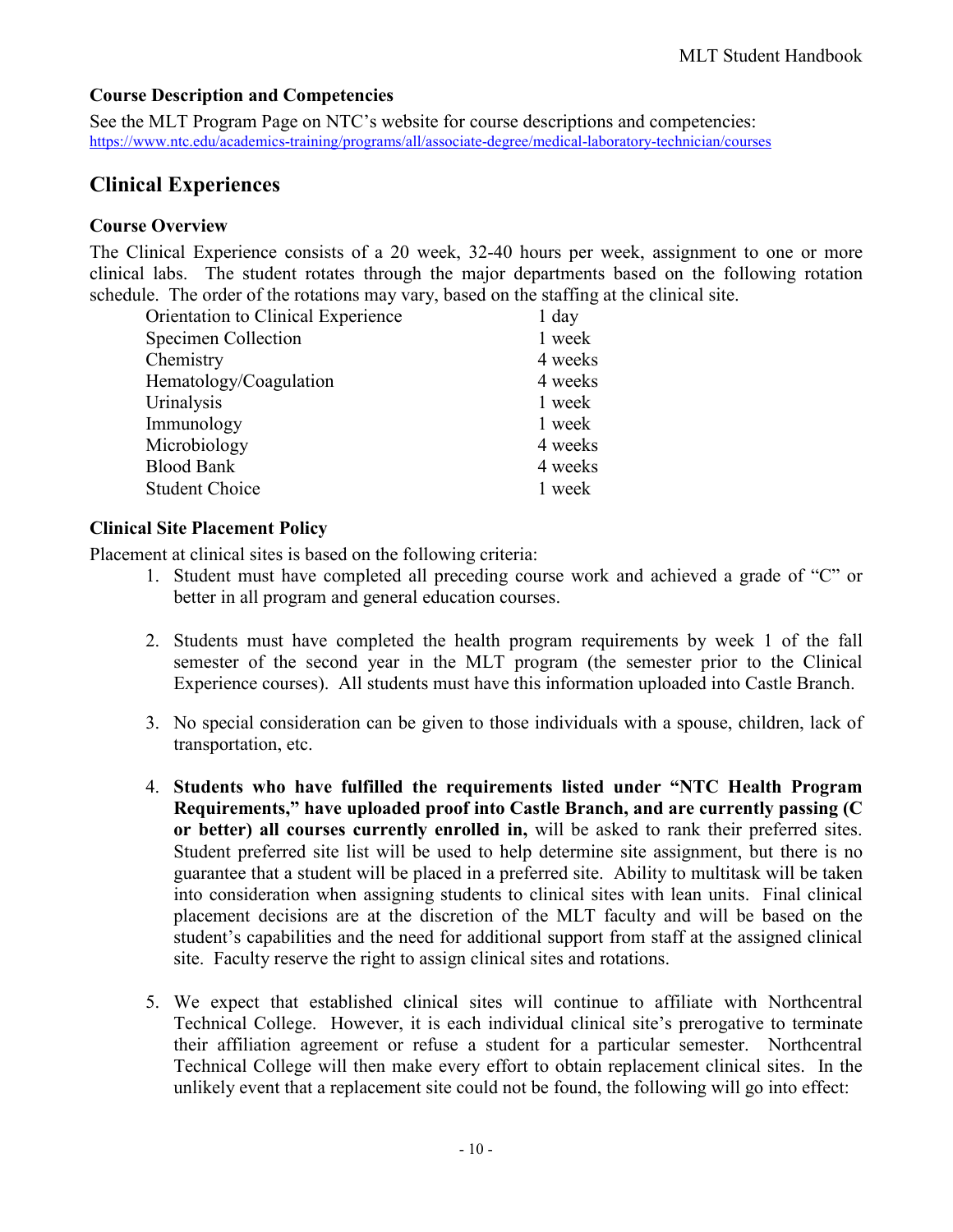### Course Description and Competencies

See the MLT Program Page on NTC's website for course descriptions and competencies: https://www.ntc.edu/academics-training/programs/all/associate-degree/medical-laboratory-technician/courses

## Clinical Experiences

### Course Overview

The Clinical Experience consists of a 20 week, 32-40 hours per week, assignment to one or more clinical labs. The student rotates through the major departments based on the following rotation schedule. The order of the rotations may vary, based on the staffing at the clinical site.

| | |
|---|---|
| Orientation to Clinical Experience | 1 day |
| Specimen Collection | 1 week |
| Chemistry | 4 weeks |
| Hematology/Coagulation | 4 weeks |
| Urinalysis | 1 week |
| Immunology | 1 week |
| Microbiology | 4 weeks |
| Blood Bank | 4 weeks |
| Student Choice | 1 week |

### Clinical Site Placement Policy

Placement at clinical sites is based on the following criteria:

1. Student must have completed all preceding course work and achieved a grade of "C" or better in all program and general education courses.

2. Students must have completed the health program requirements by week 1 of the fall semester of the second year in the MLT program (the semester prior to the Clinical Experience courses). All students must have this information uploaded into Castle Branch.

3. No special consideration can be given to those individuals with a spouse, children, lack of transportation, etc.

4. **Students who have fulfilled the requirements listed under "NTC Health Program Requirements," have uploaded proof into Castle Branch, and are currently passing (C or better) all courses currently enrolled in,** will be asked to rank their preferred sites. Student preferred site list will be used to help determine site assignment, but there is no guarantee that a student will be placed in a preferred site. Ability to multitask will be taken into consideration when assigning students to clinical sites with lean units. Final clinical placement decisions are at the discretion of the MLT faculty and will be based on the student's capabilities and the need for additional support from staff at the assigned clinical site. Faculty reserve the right to assign clinical sites and rotations.

5. We expect that established clinical sites will continue to affiliate with Northcentral Technical College. However, it is each individual clinical site's prerogative to terminate their affiliation agreement or refuse a student for a particular semester. Northcentral Technical College will then make every effort to obtain replacement clinical sites. In the unlikely event that a replacement site could not be found, the following will go into effect: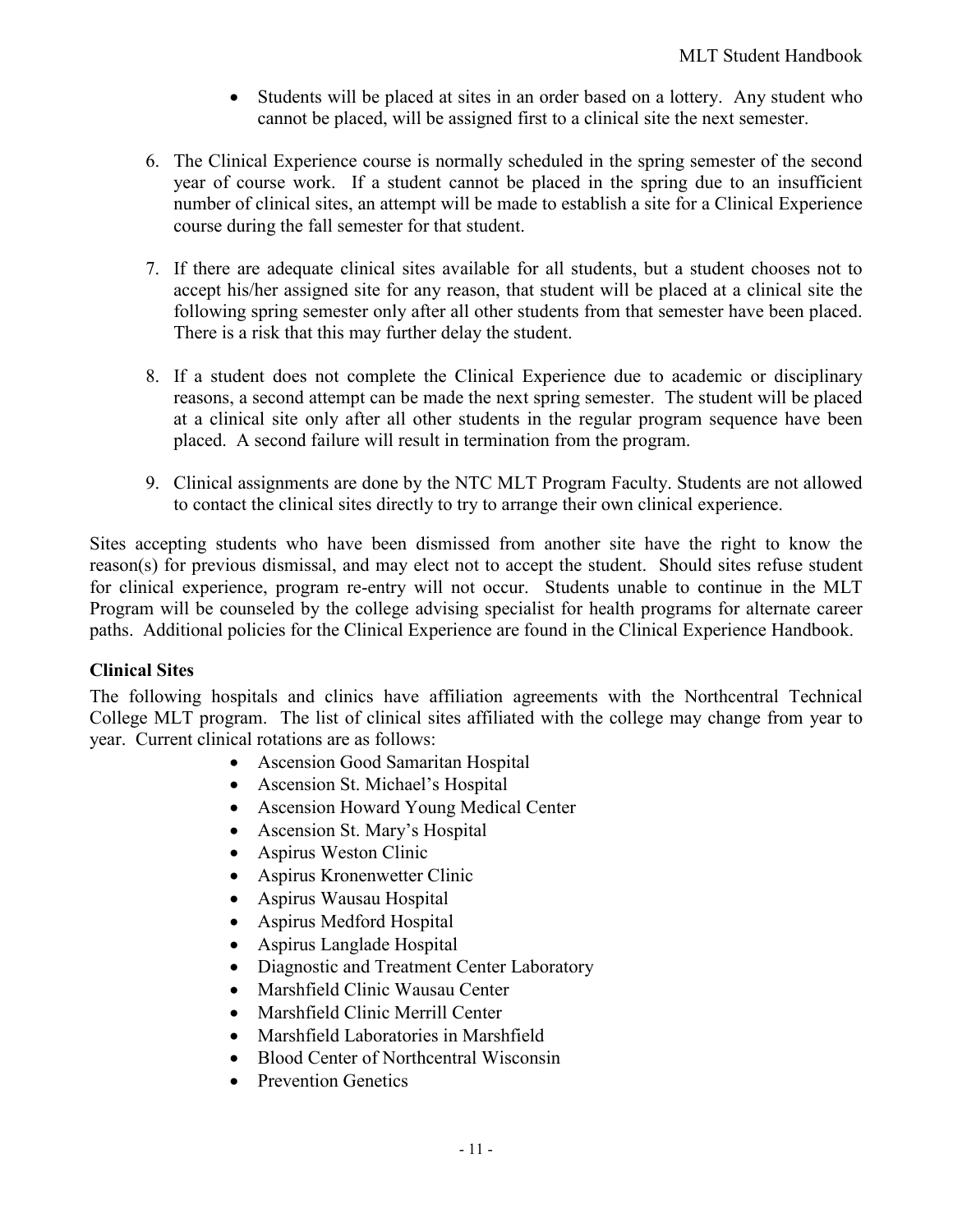- Students will be placed at sites in an order based on a lottery. Any student who cannot be placed, will be assigned first to a clinical site the next semester.

6. The Clinical Experience course is normally scheduled in the spring semester of the second year of course work. If a student cannot be placed in the spring due to an insufficient number of clinical sites, an attempt will be made to establish a site for a Clinical Experience course during the fall semester for that student.

7. If there are adequate clinical sites available for all students, but a student chooses not to accept his/her assigned site for any reason, that student will be placed at a clinical site the following spring semester only after all other students from that semester have been placed. There is a risk that this may further delay the student.

8. If a student does not complete the Clinical Experience due to academic or disciplinary reasons, a second attempt can be made the next spring semester. The student will be placed at a clinical site only after all other students in the regular program sequence have been placed. A second failure will result in termination from the program.

9. Clinical assignments are done by the NTC MLT Program Faculty. Students are not allowed to contact the clinical sites directly to try to arrange their own clinical experience.

Sites accepting students who have been dismissed from another site have the right to know the reason(s) for previous dismissal, and may elect not to accept the student. Should sites refuse student for clinical experience, program re-entry will not occur. Students unable to continue in the MLT Program will be counseled by the college advising specialist for health programs for alternate career paths. Additional policies for the Clinical Experience are found in the Clinical Experience Handbook.

**Clinical Sites**

The following hospitals and clinics have affiliation agreements with the Northcentral Technical College MLT program. The list of clinical sites affiliated with the college may change from year to year. Current clinical rotations are as follows:

- Ascension Good Samaritan Hospital
- Ascension St. Michael's Hospital
- Ascension Howard Young Medical Center
- Ascension St. Mary's Hospital
- Aspirus Weston Clinic
- Aspirus Kronenwetter Clinic
- Aspirus Wausau Hospital
- Aspirus Medford Hospital
- Aspirus Langlade Hospital
- Diagnostic and Treatment Center Laboratory
- Marshfield Clinic Wausau Center
- Marshfield Clinic Merrill Center
- Marshfield Laboratories in Marshfield
- Blood Center of Northcentral Wisconsin
- Prevention Genetics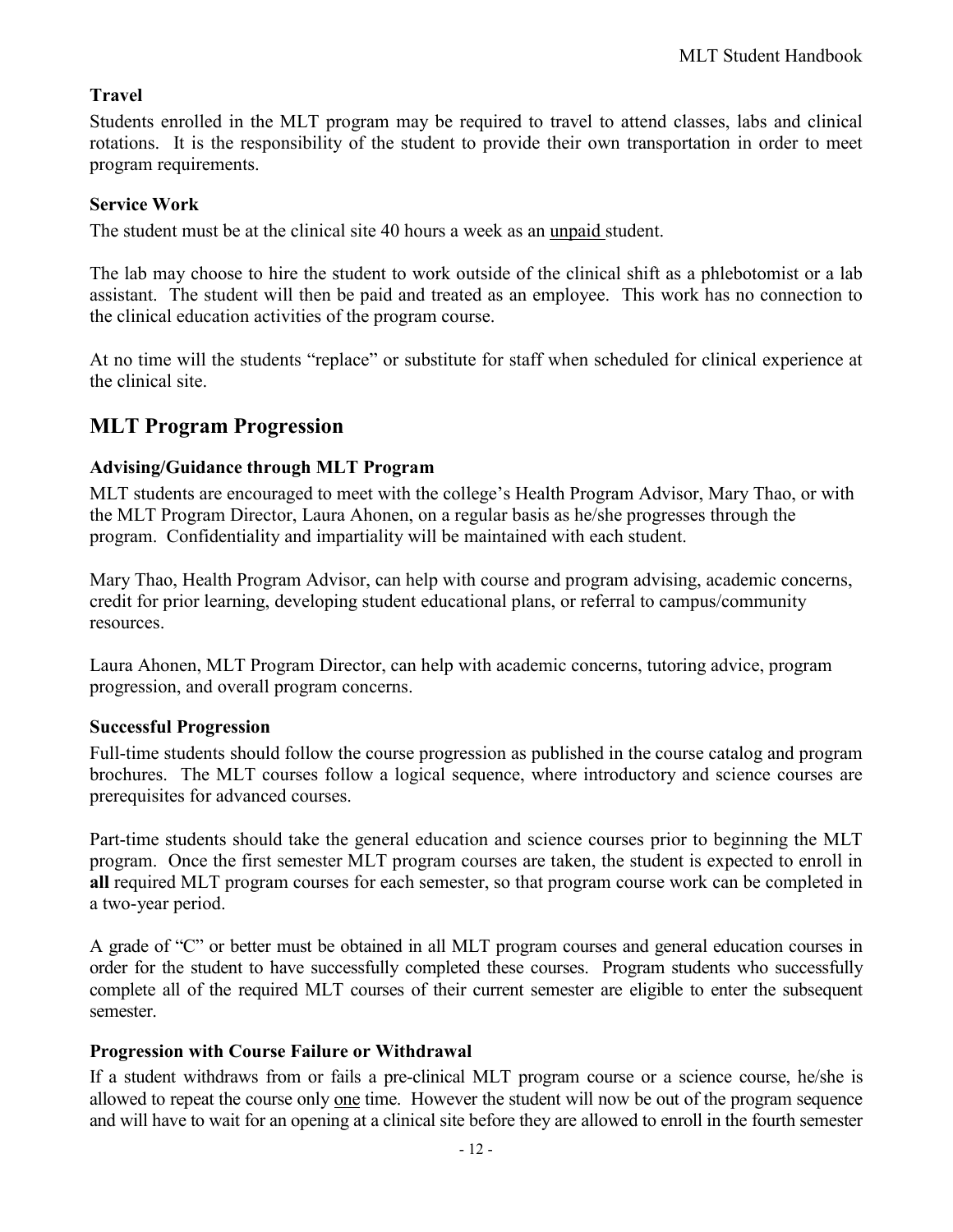### Travel

Students enrolled in the MLT program may be required to travel to attend classes, labs and clinical rotations. It is the responsibility of the student to provide their own transportation in order to meet program requirements.

### Service Work

The student must be at the clinical site 40 hours a week as an <u>unpaid</u> student.

The lab may choose to hire the student to work outside of the clinical shift as a phlebotomist or a lab assistant. The student will then be paid and treated as an employee. This work has no connection to the clinical education activities of the program course.

At no time will the students "replace" or substitute for staff when scheduled for clinical experience at the clinical site.

## MLT Program Progression

### Advising/Guidance through MLT Program

MLT students are encouraged to meet with the college's Health Program Advisor, Mary Thao, or with the MLT Program Director, Laura Ahonen, on a regular basis as he/she progresses through the program. Confidentiality and impartiality will be maintained with each student.

Mary Thao, Health Program Advisor, can help with course and program advising, academic concerns, credit for prior learning, developing student educational plans, or referral to campus/community resources.

Laura Ahonen, MLT Program Director, can help with academic concerns, tutoring advice, program progression, and overall program concerns.

### Successful Progression

Full-time students should follow the course progression as published in the course catalog and program brochures. The MLT courses follow a logical sequence, where introductory and science courses are prerequisites for advanced courses.

Part-time students should take the general education and science courses prior to beginning the MLT program. Once the first semester MLT program courses are taken, the student is expected to enroll in **all** required MLT program courses for each semester, so that program course work can be completed in a two-year period.

A grade of "C" or better must be obtained in all MLT program courses and general education courses in order for the student to have successfully completed these courses. Program students who successfully complete all of the required MLT courses of their current semester are eligible to enter the subsequent semester.

### Progression with Course Failure or Withdrawal

If a student withdraws from or fails a pre-clinical MLT program course or a science course, he/she is allowed to repeat the course only <u>one</u> time. However the student will now be out of the program sequence and will have to wait for an opening at a clinical site before they are allowed to enroll in the fourth semester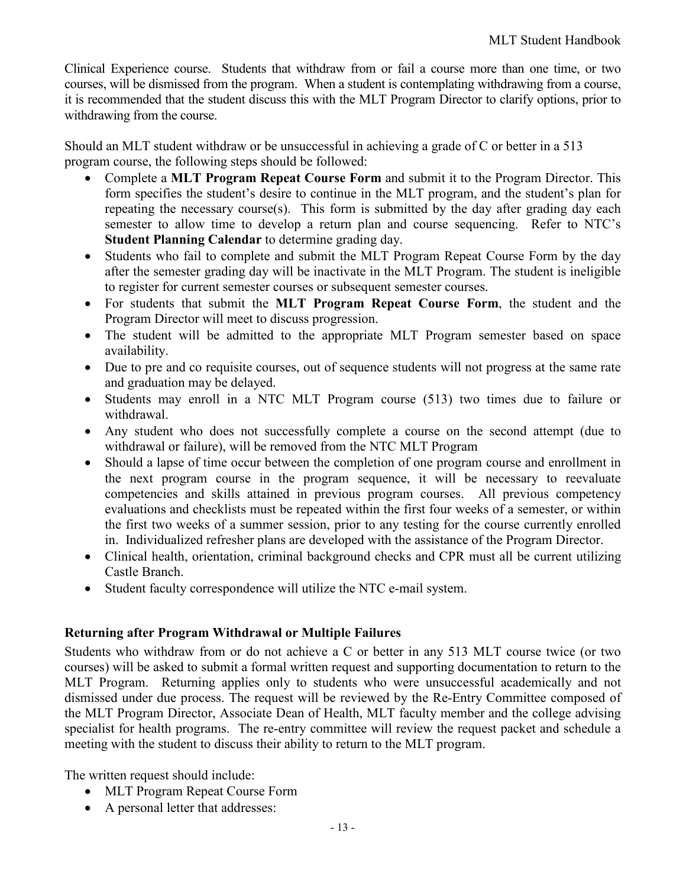Clinical Experience course. Students that withdraw from or fail a course more than one time, or two courses, will be dismissed from the program. When a student is contemplating withdrawing from a course, it is recommended that the student discuss this with the MLT Program Director to clarify options, prior to withdrawing from the course.

Should an MLT student withdraw or be unsuccessful in achieving a grade of C or better in a 513 program course, the following steps should be followed:

- Complete a **MLT Program Repeat Course Form** and submit it to the Program Director. This form specifies the student's desire to continue in the MLT program, and the student's plan for repeating the necessary course(s). This form is submitted by the day after grading day each semester to allow time to develop a return plan and course sequencing. Refer to NTC's **Student Planning Calendar** to determine grading day.
- Students who fail to complete and submit the MLT Program Repeat Course Form by the day after the semester grading day will be inactivate in the MLT Program. The student is ineligible to register for current semester courses or subsequent semester courses.
- For students that submit the **MLT Program Repeat Course Form**, the student and the Program Director will meet to discuss progression.
- The student will be admitted to the appropriate MLT Program semester based on space availability.
- Due to pre and co requisite courses, out of sequence students will not progress at the same rate and graduation may be delayed.
- Students may enroll in a NTC MLT Program course (513) two times due to failure or withdrawal.
- Any student who does not successfully complete a course on the second attempt (due to withdrawal or failure), will be removed from the NTC MLT Program
- Should a lapse of time occur between the completion of one program course and enrollment in the next program course in the program sequence, it will be necessary to reevaluate competencies and skills attained in previous program courses. All previous competency evaluations and checklists must be repeated within the first four weeks of a semester, or within the first two weeks of a summer session, prior to any testing for the course currently enrolled in. Individualized refresher plans are developed with the assistance of the Program Director.
- Clinical health, orientation, criminal background checks and CPR must all be current utilizing Castle Branch.
- Student faculty correspondence will utilize the NTC e-mail system.

### Returning after Program Withdrawal or Multiple Failures

Students who withdraw from or do not achieve a C or better in any 513 MLT course twice (or two courses) will be asked to submit a formal written request and supporting documentation to return to the MLT Program. Returning applies only to students who were unsuccessful academically and not dismissed under due process. The request will be reviewed by the Re-Entry Committee composed of the MLT Program Director, Associate Dean of Health, MLT faculty member and the college advising specialist for health programs. The re-entry committee will review the request packet and schedule a meeting with the student to discuss their ability to return to the MLT program.

The written request should include:

- MLT Program Repeat Course Form
- A personal letter that addresses: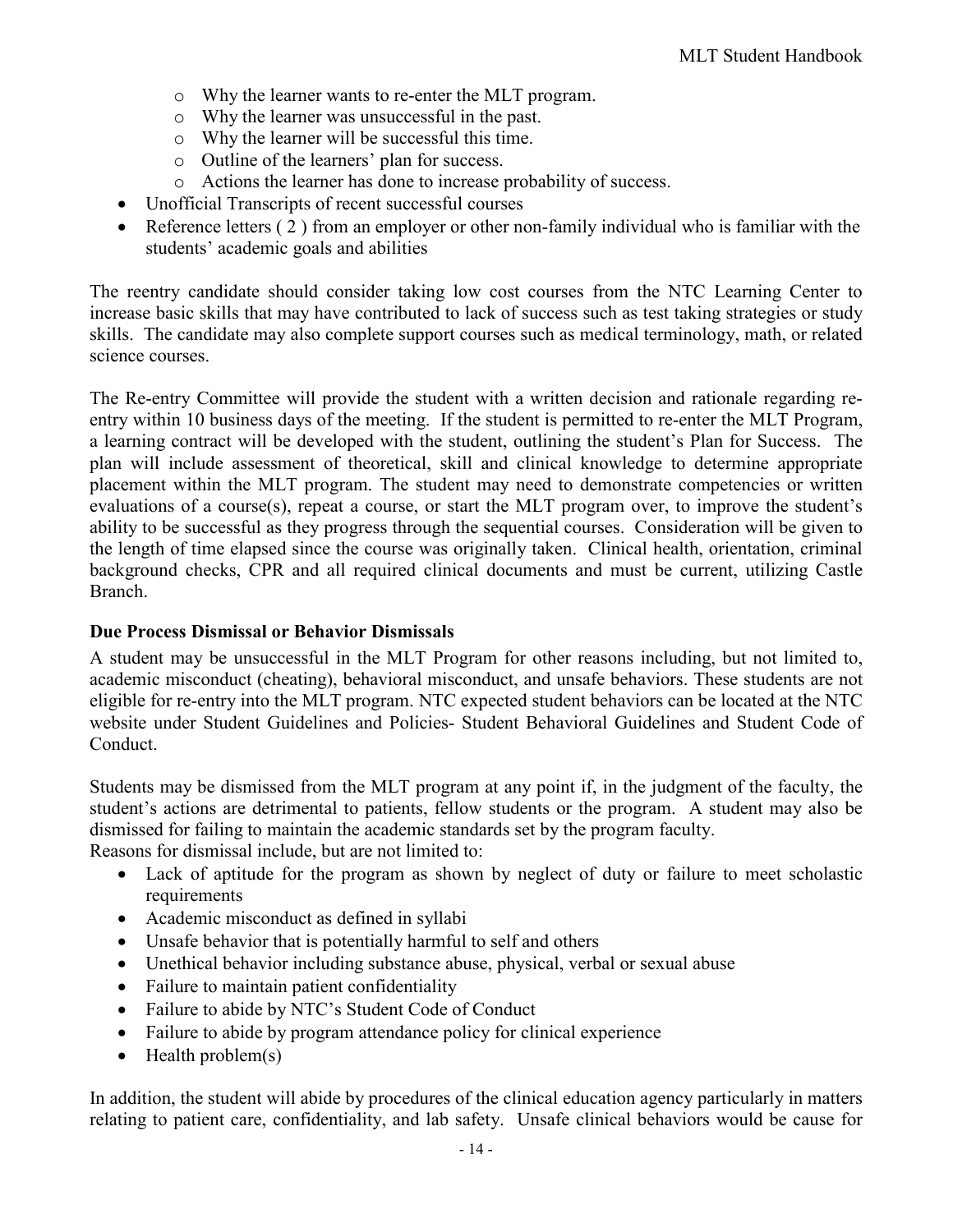- Why the learner wants to re-enter the MLT program.
    - Why the learner was unsuccessful in the past.
    - Why the learner will be successful this time.
    - Outline of the learners' plan for success.
    - Actions the learner has done to increase probability of success.
- Unofficial Transcripts of recent successful courses
- Reference letters ( 2 ) from an employer or other non-family individual who is familiar with the students' academic goals and abilities

The reentry candidate should consider taking low cost courses from the NTC Learning Center to increase basic skills that may have contributed to lack of success such as test taking strategies or study skills. The candidate may also complete support courses such as medical terminology, math, or related science courses.

The Re-entry Committee will provide the student with a written decision and rationale regarding re-entry within 10 business days of the meeting. If the student is permitted to re-enter the MLT Program, a learning contract will be developed with the student, outlining the student's Plan for Success. The plan will include assessment of theoretical, skill and clinical knowledge to determine appropriate placement within the MLT program. The student may need to demonstrate competencies or written evaluations of a course(s), repeat a course, or start the MLT program over, to improve the student's ability to be successful as they progress through the sequential courses. Consideration will be given to the length of time elapsed since the course was originally taken. Clinical health, orientation, criminal background checks, CPR and all required clinical documents and must be current, utilizing Castle Branch.

**Due Process Dismissal or Behavior Dismissals**

A student may be unsuccessful in the MLT Program for other reasons including, but not limited to, academic misconduct (cheating), behavioral misconduct, and unsafe behaviors. These students are not eligible for re-entry into the MLT program. NTC expected student behaviors can be located at the NTC website under Student Guidelines and Policies- Student Behavioral Guidelines and Student Code of Conduct.

Students may be dismissed from the MLT program at any point if, in the judgment of the faculty, the student's actions are detrimental to patients, fellow students or the program. A student may also be dismissed for failing to maintain the academic standards set by the program faculty.
Reasons for dismissal include, but are not limited to:

- Lack of aptitude for the program as shown by neglect of duty or failure to meet scholastic requirements
- Academic misconduct as defined in syllabi
- Unsafe behavior that is potentially harmful to self and others
- Unethical behavior including substance abuse, physical, verbal or sexual abuse
- Failure to maintain patient confidentiality
- Failure to abide by NTC's Student Code of Conduct
- Failure to abide by program attendance policy for clinical experience
- Health problem(s)

In addition, the student will abide by procedures of the clinical education agency particularly in matters relating to patient care, confidentiality, and lab safety. Unsafe clinical behaviors would be cause for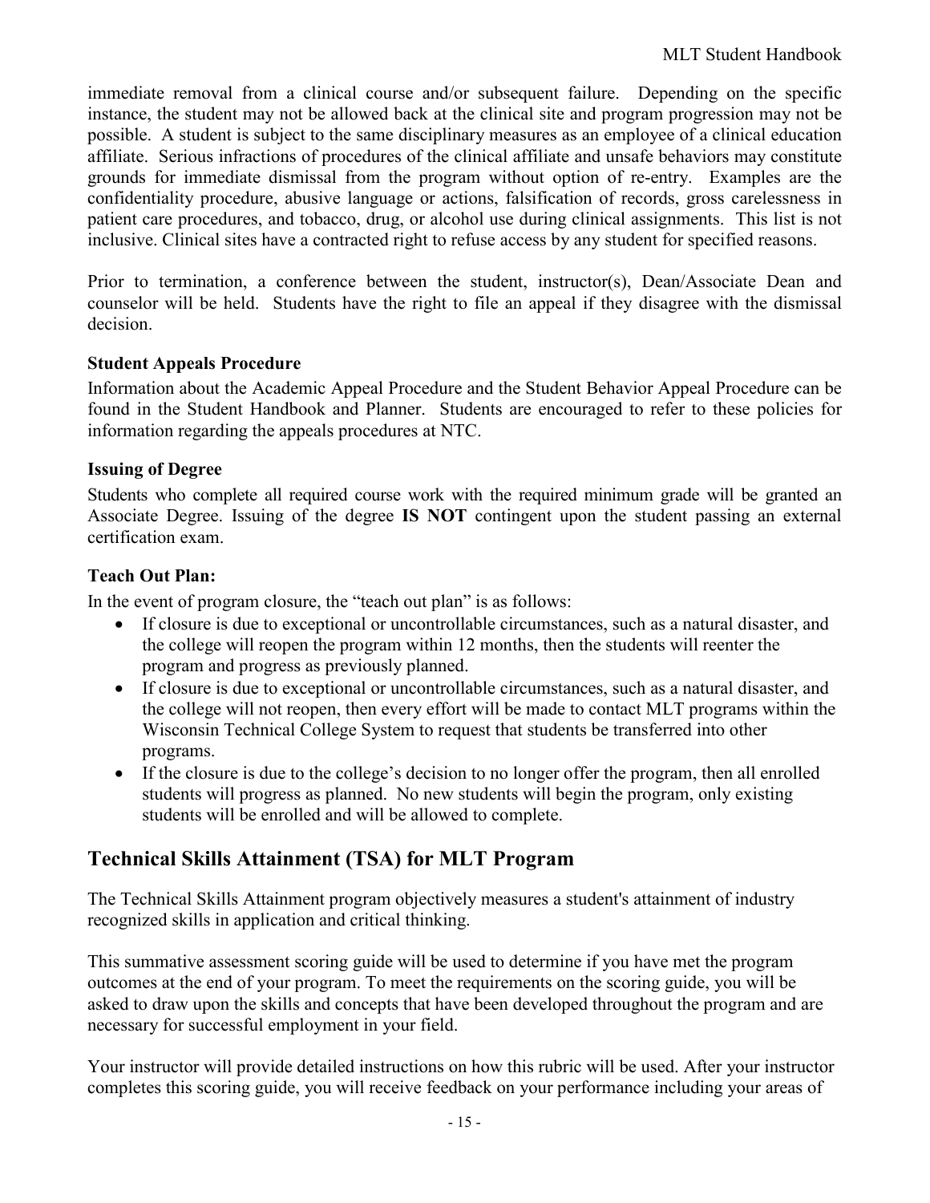immediate removal from a clinical course and/or subsequent failure. Depending on the specific instance, the student may not be allowed back at the clinical site and program progression may not be possible. A student is subject to the same disciplinary measures as an employee of a clinical education affiliate. Serious infractions of procedures of the clinical affiliate and unsafe behaviors may constitute grounds for immediate dismissal from the program without option of re-entry. Examples are the confidentiality procedure, abusive language or actions, falsification of records, gross carelessness in patient care procedures, and tobacco, drug, or alcohol use during clinical assignments. This list is not inclusive. Clinical sites have a contracted right to refuse access by any student for specified reasons.

Prior to termination, a conference between the student, instructor(s), Dean/Associate Dean and counselor will be held. Students have the right to file an appeal if they disagree with the dismissal decision.

### Student Appeals Procedure

Information about the Academic Appeal Procedure and the Student Behavior Appeal Procedure can be found in the Student Handbook and Planner. Students are encouraged to refer to these policies for information regarding the appeals procedures at NTC.

### Issuing of Degree

Students who complete all required course work with the required minimum grade will be granted an Associate Degree. Issuing of the degree **IS NOT** contingent upon the student passing an external certification exam.

### Teach Out Plan:

In the event of program closure, the "teach out plan" is as follows:

- If closure is due to exceptional or uncontrollable circumstances, such as a natural disaster, and the college will reopen the program within 12 months, then the students will reenter the program and progress as previously planned.
- If closure is due to exceptional or uncontrollable circumstances, such as a natural disaster, and the college will not reopen, then every effort will be made to contact MLT programs within the Wisconsin Technical College System to request that students be transferred into other programs.
- If the closure is due to the college's decision to no longer offer the program, then all enrolled students will progress as planned. No new students will begin the program, only existing students will be enrolled and will be allowed to complete.

## Technical Skills Attainment (TSA) for MLT Program

The Technical Skills Attainment program objectively measures a student's attainment of industry recognized skills in application and critical thinking.

This summative assessment scoring guide will be used to determine if you have met the program outcomes at the end of your program. To meet the requirements on the scoring guide, you will be asked to draw upon the skills and concepts that have been developed throughout the program and are necessary for successful employment in your field.

Your instructor will provide detailed instructions on how this rubric will be used. After your instructor completes this scoring guide, you will receive feedback on your performance including your areas of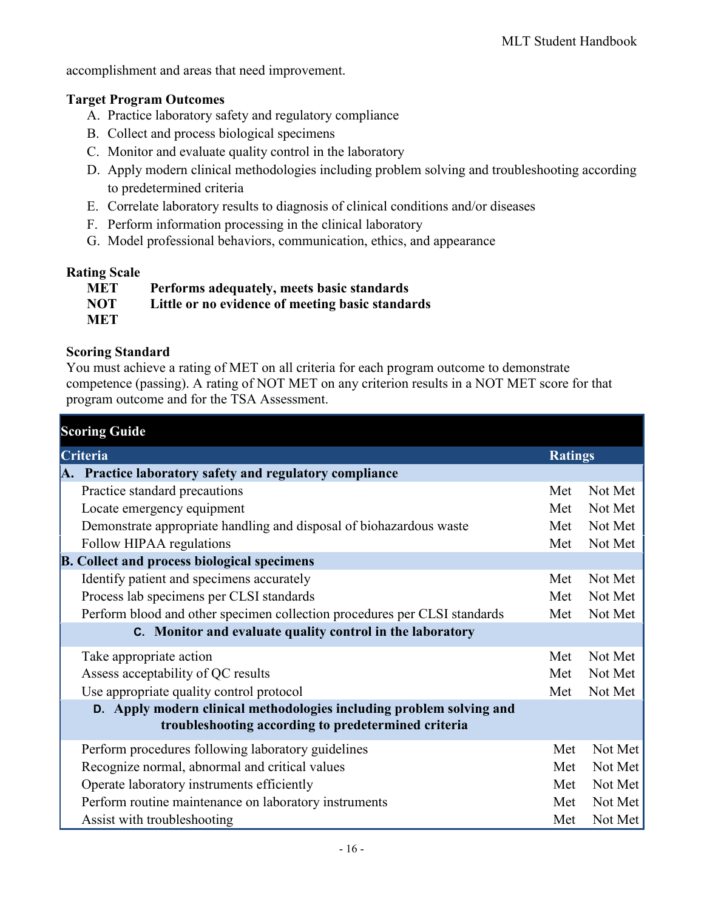accomplishment and areas that need improvement.

**Target Program Outcomes**

A. Practice laboratory safety and regulatory compliance
B. Collect and process biological specimens
C. Monitor and evaluate quality control in the laboratory
D. Apply modern clinical methodologies including problem solving and troubleshooting according to predetermined criteria
E. Correlate laboratory results to diagnosis of clinical conditions and/or diseases
F. Perform information processing in the clinical laboratory
G. Model professional behaviors, communication, ethics, and appearance

**Rating Scale**

| | |
|---|---|
| **MET** | **Performs adequately, meets basic standards** |
| **NOT MET** | **Little or no evidence of meeting basic standards** |

**Scoring Standard**

You must achieve a rating of MET on all criteria for each program outcome to demonstrate competence (passing). A rating of NOT MET on any criterion results in a NOT MET score for that program outcome and for the TSA Assessment.

| **Scoring Guide** | | |
|---|---|---|
| **Criteria** | **Ratings** | |
| **A. Practice laboratory safety and regulatory compliance** | | |
| Practice standard precautions | Met | Not Met |
| Locate emergency equipment | Met | Not Met |
| Demonstrate appropriate handling and disposal of biohazardous waste | Met | Not Met |
| Follow HIPAA regulations | Met | Not Met |
| **B. Collect and process biological specimens** | | |
| Identify patient and specimens accurately | Met | Not Met |
| Process lab specimens per CLSI standards | Met | Not Met |
| Perform blood and other specimen collection procedures per CLSI standards | Met | Not Met |
| **C. Monitor and evaluate quality control in the laboratory** | | |
| Take appropriate action | Met | Not Met |
| Assess acceptability of QC results | Met | Not Met |
| Use appropriate quality control protocol | Met | Not Met |
| **D. Apply modern clinical methodologies including problem solving and troubleshooting according to predetermined criteria** | | |
| Perform procedures following laboratory guidelines | Met | Not Met |
| Recognize normal, abnormal and critical values | Met | Not Met |
| Operate laboratory instruments efficiently | Met | Not Met |
| Perform routine maintenance on laboratory instruments | Met | Not Met |
| Assist with troubleshooting | Met | Not Met |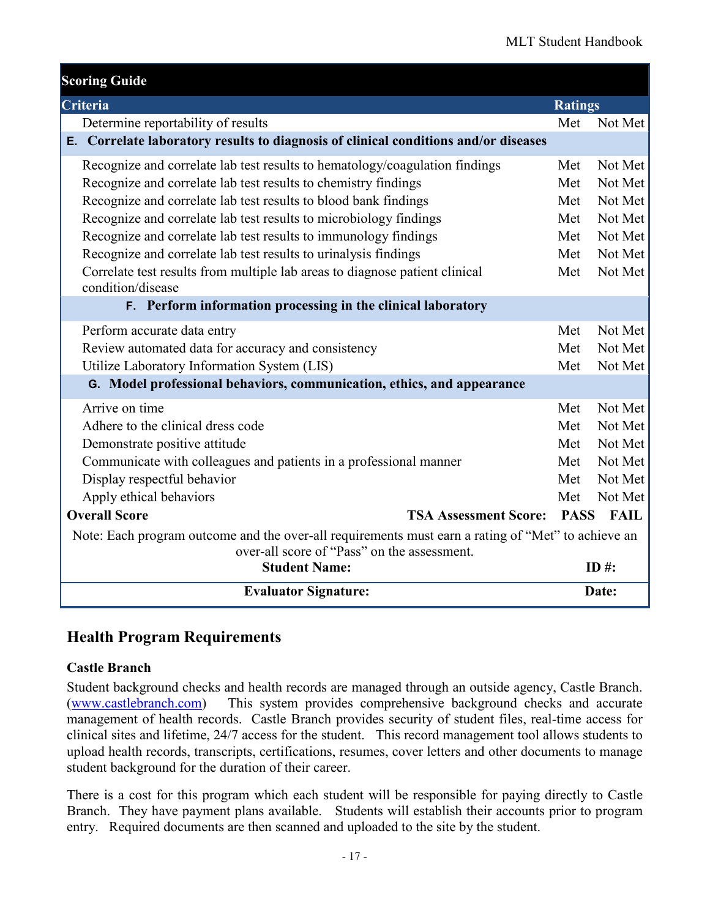| Scoring Guide | | |
|---|---|---|
| **Criteria** | **Ratings** | |
| Determine reportability of results | Met | Not Met |
| **E. Correlate laboratory results to diagnosis of clinical conditions and/or diseases** | | |
| Recognize and correlate lab test results to hematology/coagulation findings | Met | Not Met |
| Recognize and correlate lab test results to chemistry findings | Met | Not Met |
| Recognize and correlate lab test results to blood bank findings | Met | Not Met |
| Recognize and correlate lab test results to microbiology findings | Met | Not Met |
| Recognize and correlate lab test results to immunology findings | Met | Not Met |
| Recognize and correlate lab test results to urinalysis findings | Met | Not Met |
| Correlate test results from multiple lab areas to diagnose patient clinical condition/disease | Met | Not Met |
| **F. Perform information processing in the clinical laboratory** | | |
| Perform accurate data entry | Met | Not Met |
| Review automated data for accuracy and consistency | Met | Not Met |
| Utilize Laboratory Information System (LIS) | Met | Not Met |
| **G. Model professional behaviors, communication, ethics, and appearance** | | |
| Arrive on time | Met | Not Met |
| Adhere to the clinical dress code | Met | Not Met |
| Demonstrate positive attitude | Met | Not Met |
| Communicate with colleagues and patients in a professional manner | Met | Not Met |
| Display respectful behavior | Met | Not Met |
| Apply ethical behaviors | Met | Not Met |
| **Overall Score** — **TSA Assessment Score:** | **PASS** | **FAIL** |
| Note: Each program outcome and the over-all requirements must earn a rating of "Met" to achieve an over-all score of "Pass" on the assessment. | | |
| **Student Name:** | **ID #:** | |
| **Evaluator Signature:** | **Date:** | |

## Health Program Requirements

### Castle Branch

Student background checks and health records are managed through an outside agency, Castle Branch. (www.castlebranch.com) This system provides comprehensive background checks and accurate management of health records. Castle Branch provides security of student files, real-time access for clinical sites and lifetime, 24/7 access for the student. This record management tool allows students to upload health records, transcripts, certifications, resumes, cover letters and other documents to manage student background for the duration of their career.

There is a cost for this program which each student will be responsible for paying directly to Castle Branch. They have payment plans available. Students will establish their accounts prior to program entry. Required documents are then scanned and uploaded to the site by the student.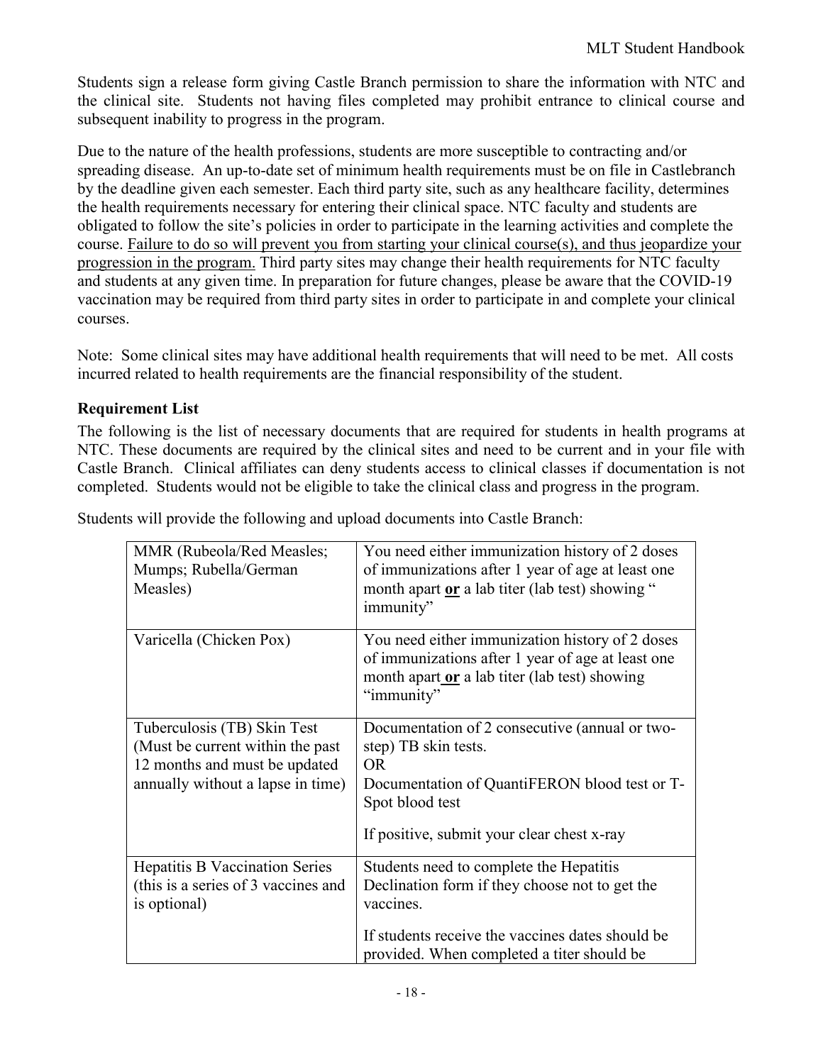Students sign a release form giving Castle Branch permission to share the information with NTC and the clinical site. Students not having files completed may prohibit entrance to clinical course and subsequent inability to progress in the program.

Due to the nature of the health professions, students are more susceptible to contracting and/or spreading disease. An up-to-date set of minimum health requirements must be on file in Castlebranch by the deadline given each semester. Each third party site, such as any healthcare facility, determines the health requirements necessary for entering their clinical space. NTC faculty and students are obligated to follow the site's policies in order to participate in the learning activities and complete the course. <u>Failure to do so will prevent you from starting your clinical course(s), and thus jeopardize your progression in the program.</u> Third party sites may change their health requirements for NTC faculty and students at any given time. In preparation for future changes, please be aware that the COVID-19 vaccination may be required from third party sites in order to participate in and complete your clinical courses.

Note: Some clinical sites may have additional health requirements that will need to be met. All costs incurred related to health requirements are the financial responsibility of the student.

### Requirement List

The following is the list of necessary documents that are required for students in health programs at NTC. These documents are required by the clinical sites and need to be current and in your file with Castle Branch. Clinical affiliates can deny students access to clinical classes if documentation is not completed. Students would not be eligible to take the clinical class and progress in the program.

Students will provide the following and upload documents into Castle Branch:

| | |
|---|---|
| MMR (Rubeola/Red Measles; Mumps; Rubella/German Measles) | You need either immunization history of 2 doses of immunizations after 1 year of age at least one month apart **<u>or</u>** a lab titer (lab test) showing " immunity" |
| Varicella (Chicken Pox) | You need either immunization history of 2 doses of immunizations after 1 year of age at least one month apart **<u>or</u>** a lab titer (lab test) showing "immunity" |
| Tuberculosis (TB) Skin Test (Must be current within the past 12 months and must be updated annually without a lapse in time) | Documentation of 2 consecutive (annual or two-step) TB skin tests.<br>OR<br>Documentation of QuantiFERON blood test or T-Spot blood test<br><br>If positive, submit your clear chest x-ray |
| Hepatitis B Vaccination Series (this is a series of 3 vaccines and is optional) | Students need to complete the Hepatitis Declination form if they choose not to get the vaccines.<br><br>If students receive the vaccines dates should be provided. When completed a titer should be |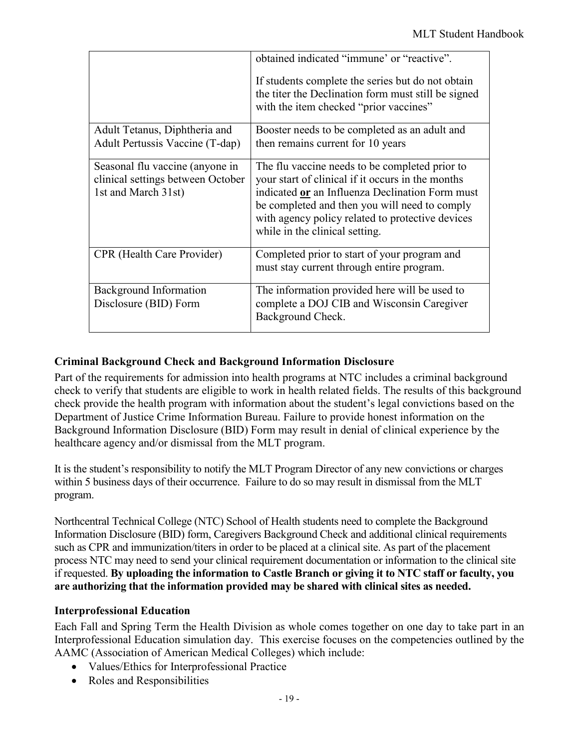| | |
|---|---|
| | obtained indicated "immune' or "reactive". If students complete the series but do not obtain the titer the Declination form must still be signed with the item checked "prior vaccines" |
| Adult Tetanus, Diphtheria and Adult Pertussis Vaccine (T-dap) | Booster needs to be completed as an adult and then remains current for 10 years |
| Seasonal flu vaccine (anyone in clinical settings between October 1st and March 31st) | The flu vaccine needs to be completed prior to your start of clinical if it occurs in the months indicated **or** an Influenza Declination Form must be completed and then you will need to comply with agency policy related to protective devices while in the clinical setting. |
| CPR (Health Care Provider) | Completed prior to start of your program and must stay current through entire program. |
| Background Information Disclosure (BID) Form | The information provided here will be used to complete a DOJ CIB and Wisconsin Caregiver Background Check. |

### Criminal Background Check and Background Information Disclosure

Part of the requirements for admission into health programs at NTC includes a criminal background check to verify that students are eligible to work in health related fields. The results of this background check provide the health program with information about the student's legal convictions based on the Department of Justice Crime Information Bureau. Failure to provide honest information on the Background Information Disclosure (BID) Form may result in denial of clinical experience by the healthcare agency and/or dismissal from the MLT program.

It is the student's responsibility to notify the MLT Program Director of any new convictions or charges within 5 business days of their occurrence. Failure to do so may result in dismissal from the MLT program.

Northcentral Technical College (NTC) School of Health students need to complete the Background Information Disclosure (BID) form, Caregivers Background Check and additional clinical requirements such as CPR and immunization/titers in order to be placed at a clinical site. As part of the placement process NTC may need to send your clinical requirement documentation or information to the clinical site if requested. **By uploading the information to Castle Branch or giving it to NTC staff or faculty, you are authorizing that the information provided may be shared with clinical sites as needed.**

### Interprofessional Education

Each Fall and Spring Term the Health Division as whole comes together on one day to take part in an Interprofessional Education simulation day. This exercise focuses on the competencies outlined by the AAMC (Association of American Medical Colleges) which include:

- Values/Ethics for Interprofessional Practice
- Roles and Responsibilities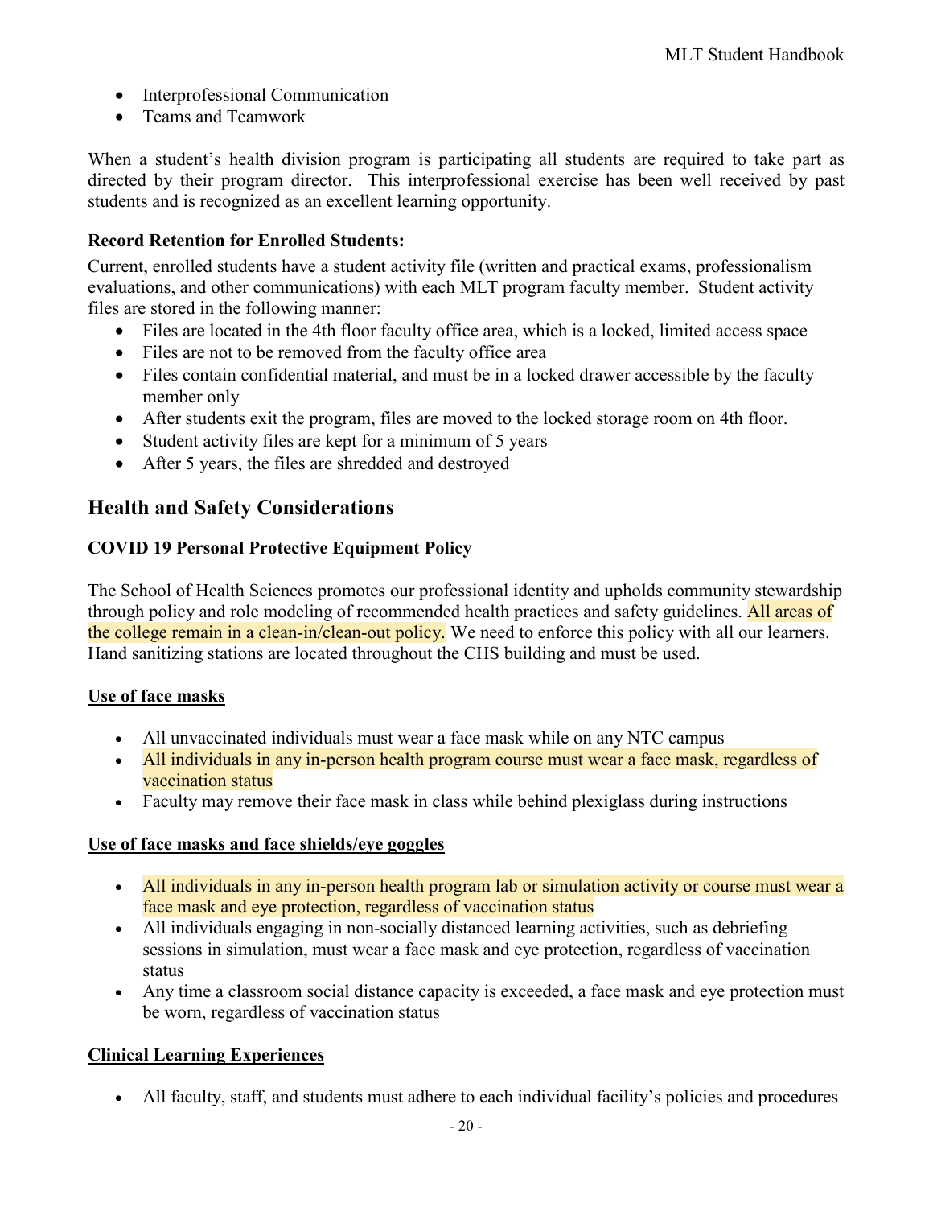- Interprofessional Communication
- Teams and Teamwork

When a student's health division program is participating all students are required to take part as directed by their program director. This interprofessional exercise has been well received by past students and is recognized as an excellent learning opportunity.

**Record Retention for Enrolled Students:**

Current, enrolled students have a student activity file (written and practical exams, professionalism evaluations, and other communications) with each MLT program faculty member. Student activity files are stored in the following manner:

- Files are located in the 4th floor faculty office area, which is a locked, limited access space
- Files are not to be removed from the faculty office area
- Files contain confidential material, and must be in a locked drawer accessible by the faculty member only
- After students exit the program, files are moved to the locked storage room on 4th floor.
- Student activity files are kept for a minimum of 5 years
- After 5 years, the files are shredded and destroyed

## Health and Safety Considerations

### COVID 19 Personal Protective Equipment Policy

The School of Health Sciences promotes our professional identity and upholds community stewardship through policy and role modeling of recommended health practices and safety guidelines. All areas of the college remain in a clean-in/clean-out policy. We need to enforce this policy with all our learners. Hand sanitizing stations are located throughout the CHS building and must be used.

**Use of face masks**

- All unvaccinated individuals must wear a face mask while on any NTC campus
- All individuals in any in-person health program course must wear a face mask, regardless of vaccination status
- Faculty may remove their face mask in class while behind plexiglass during instructions

**Use of face masks and face shields/eye goggles**

- All individuals in any in-person health program lab or simulation activity or course must wear a face mask and eye protection, regardless of vaccination status
- All individuals engaging in non-socially distanced learning activities, such as debriefing sessions in simulation, must wear a face mask and eye protection, regardless of vaccination status
- Any time a classroom social distance capacity is exceeded, a face mask and eye protection must be worn, regardless of vaccination status

**Clinical Learning Experiences**

- All faculty, staff, and students must adhere to each individual facility's policies and procedures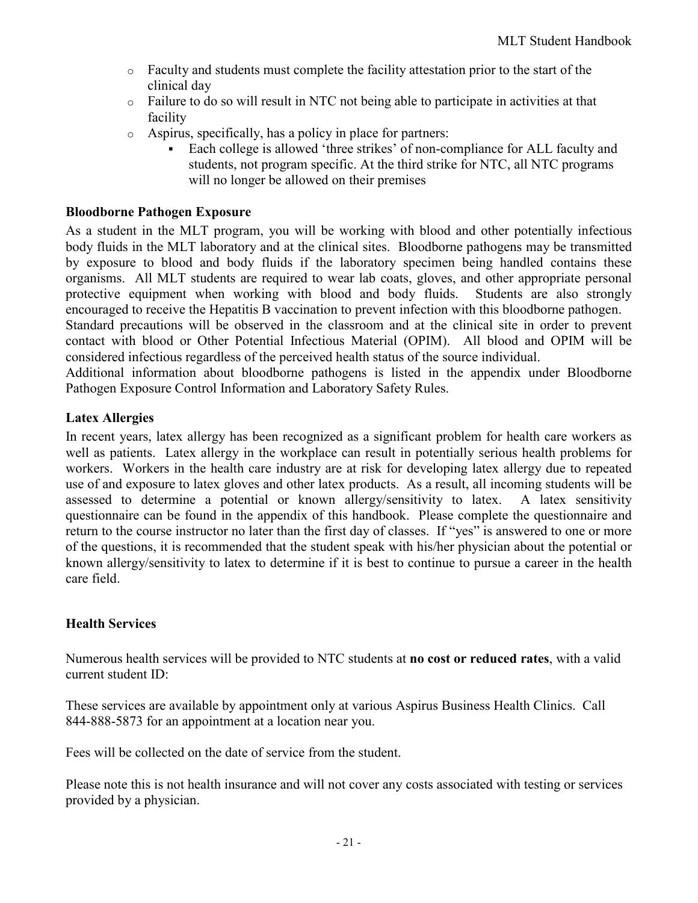- Faculty and students must complete the facility attestation prior to the start of the clinical day
- Failure to do so will result in NTC not being able to participate in activities at that facility
- Aspirus, specifically, has a policy in place for partners:
    - Each college is allowed 'three strikes' of non-compliance for ALL faculty and students, not program specific. At the third strike for NTC, all NTC programs will no longer be allowed on their premises

**Bloodborne Pathogen Exposure**

As a student in the MLT program, you will be working with blood and other potentially infectious body fluids in the MLT laboratory and at the clinical sites. Bloodborne pathogens may be transmitted by exposure to blood and body fluids if the laboratory specimen being handled contains these organisms. All MLT students are required to wear lab coats, gloves, and other appropriate personal protective equipment when working with blood and body fluids. Students are also strongly encouraged to receive the Hepatitis B vaccination to prevent infection with this bloodborne pathogen.
Standard precautions will be observed in the classroom and at the clinical site in order to prevent contact with blood or Other Potential Infectious Material (OPIM). All blood and OPIM will be considered infectious regardless of the perceived health status of the source individual.
Additional information about bloodborne pathogens is listed in the appendix under Bloodborne Pathogen Exposure Control Information and Laboratory Safety Rules.

**Latex Allergies**

In recent years, latex allergy has been recognized as a significant problem for health care workers as well as patients. Latex allergy in the workplace can result in potentially serious health problems for workers. Workers in the health care industry are at risk for developing latex allergy due to repeated use of and exposure to latex gloves and other latex products. As a result, all incoming students will be assessed to determine a potential or known allergy/sensitivity to latex. A latex sensitivity questionnaire can be found in the appendix of this handbook. Please complete the questionnaire and return to the course instructor no later than the first day of classes. If "yes" is answered to one or more of the questions, it is recommended that the student speak with his/her physician about the potential or known allergy/sensitivity to latex to determine if it is best to continue to pursue a career in the health care field.

**Health Services**

Numerous health services will be provided to NTC students at **no cost or reduced rates**, with a valid current student ID:

These services are available by appointment only at various Aspirus Business Health Clinics. Call 844-888-5873 for an appointment at a location near you.

Fees will be collected on the date of service from the student.

Please note this is not health insurance and will not cover any costs associated with testing or services provided by a physician.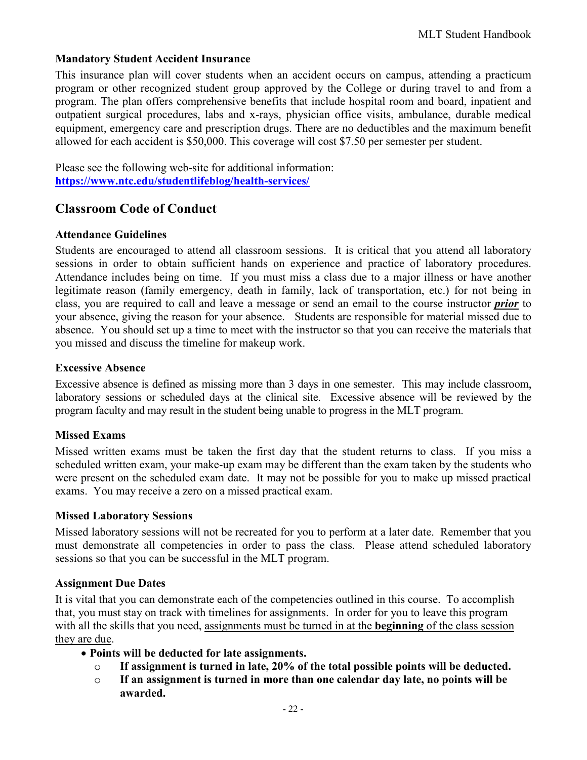**Mandatory Student Accident Insurance**

This insurance plan will cover students when an accident occurs on campus, attending a practicum program or other recognized student group approved by the College or during travel to and from a program. The plan offers comprehensive benefits that include hospital room and board, inpatient and outpatient surgical procedures, labs and x-rays, physician office visits, ambulance, durable medical equipment, emergency care and prescription drugs. There are no deductibles and the maximum benefit allowed for each accident is $50,000. This coverage will cost $7.50 per semester per student.

Please see the following web-site for additional information:
**https://www.ntc.edu/studentlifeblog/health-services/**

## Classroom Code of Conduct

**Attendance Guidelines**

Students are encouraged to attend all classroom sessions. It is critical that you attend all laboratory sessions in order to obtain sufficient hands on experience and practice of laboratory procedures. Attendance includes being on time. If you must miss a class due to a major illness or have another legitimate reason (family emergency, death in family, lack of transportation, etc.) for not being in class, you are required to call and leave a message or send an email to the course instructor ***prior*** to your absence, giving the reason for your absence. Students are responsible for material missed due to absence. You should set up a time to meet with the instructor so that you can receive the materials that you missed and discuss the timeline for makeup work.

**Excessive Absence**

Excessive absence is defined as missing more than 3 days in one semester. This may include classroom, laboratory sessions or scheduled days at the clinical site. Excessive absence will be reviewed by the program faculty and may result in the student being unable to progress in the MLT program.

**Missed Exams**

Missed written exams must be taken the first day that the student returns to class. If you miss a scheduled written exam, your make-up exam may be different than the exam taken by the students who were present on the scheduled exam date. It may not be possible for you to make up missed practical exams. You may receive a zero on a missed practical exam.

**Missed Laboratory Sessions**

Missed laboratory sessions will not be recreated for you to perform at a later date. Remember that you must demonstrate all competencies in order to pass the class. Please attend scheduled laboratory sessions so that you can be successful in the MLT program.

**Assignment Due Dates**

It is vital that you can demonstrate each of the competencies outlined in this course. To accomplish that, you must stay on track with timelines for assignments. In order for you to leave this program with all the skills that you need, assignments must be turned in at the **beginning** of the class session they are due.

- **Points will be deducted for late assignments.**
  - **If assignment is turned in late, 20% of the total possible points will be deducted.**
  - **If an assignment is turned in more than one calendar day late, no points will be awarded.**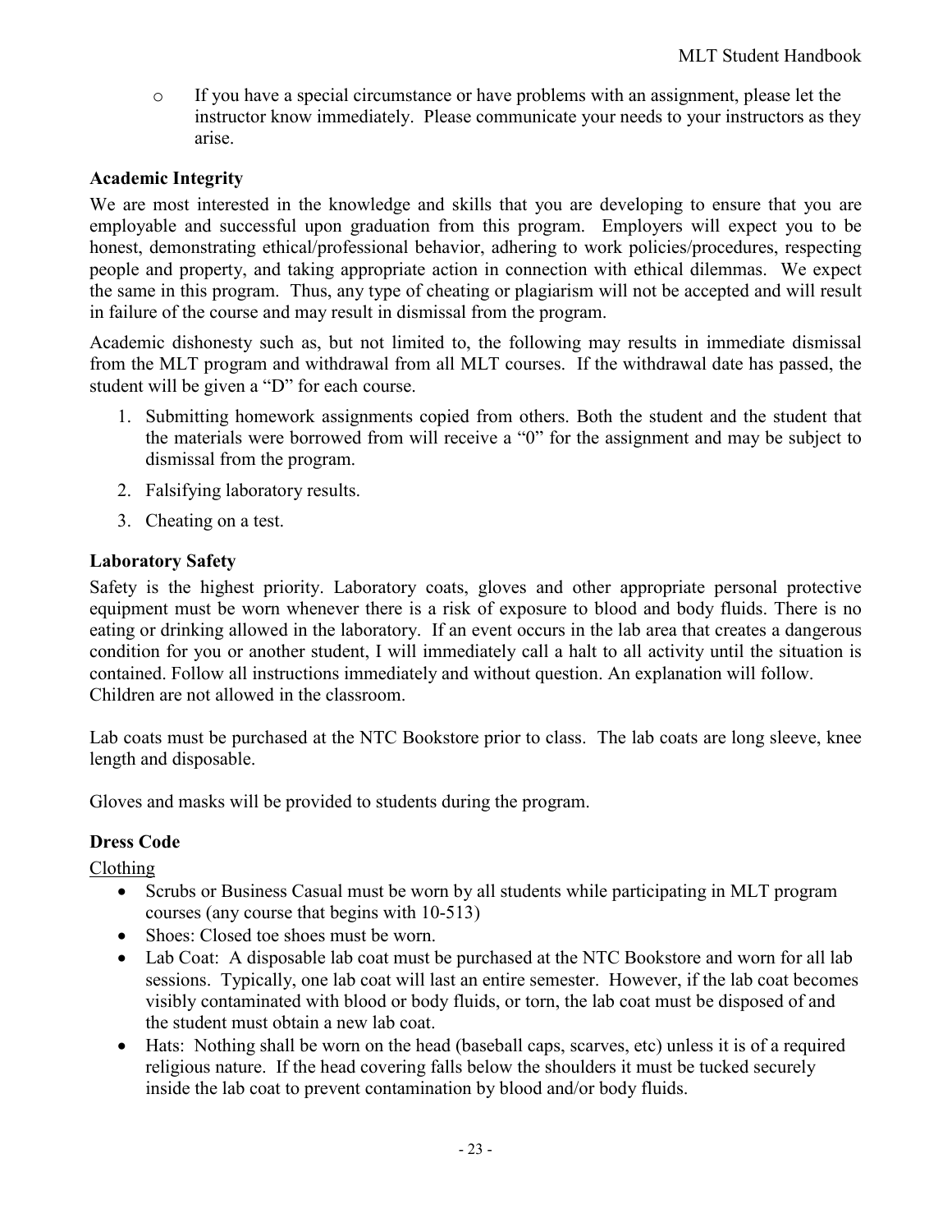- If you have a special circumstance or have problems with an assignment, please let the instructor know immediately. Please communicate your needs to your instructors as they arise.

### Academic Integrity

We are most interested in the knowledge and skills that you are developing to ensure that you are employable and successful upon graduation from this program. Employers will expect you to be honest, demonstrating ethical/professional behavior, adhering to work policies/procedures, respecting people and property, and taking appropriate action in connection with ethical dilemmas. We expect the same in this program. Thus, any type of cheating or plagiarism will not be accepted and will result in failure of the course and may result in dismissal from the program.

Academic dishonesty such as, but not limited to, the following may results in immediate dismissal from the MLT program and withdrawal from all MLT courses. If the withdrawal date has passed, the student will be given a "D" for each course.

1. Submitting homework assignments copied from others. Both the student and the student that the materials were borrowed from will receive a "0" for the assignment and may be subject to dismissal from the program.
2. Falsifying laboratory results.
3. Cheating on a test.

### Laboratory Safety

Safety is the highest priority. Laboratory coats, gloves and other appropriate personal protective equipment must be worn whenever there is a risk of exposure to blood and body fluids. There is no eating or drinking allowed in the laboratory. If an event occurs in the lab area that creates a dangerous condition for you or another student, I will immediately call a halt to all activity until the situation is contained. Follow all instructions immediately and without question. An explanation will follow. Children are not allowed in the classroom.

Lab coats must be purchased at the NTC Bookstore prior to class. The lab coats are long sleeve, knee length and disposable.

Gloves and masks will be provided to students during the program.

### Dress Code

<u>Clothing</u>

- Scrubs or Business Casual must be worn by all students while participating in MLT program courses (any course that begins with 10-513)
- Shoes: Closed toe shoes must be worn.
- Lab Coat: A disposable lab coat must be purchased at the NTC Bookstore and worn for all lab sessions. Typically, one lab coat will last an entire semester. However, if the lab coat becomes visibly contaminated with blood or body fluids, or torn, the lab coat must be disposed of and the student must obtain a new lab coat.
- Hats: Nothing shall be worn on the head (baseball caps, scarves, etc) unless it is of a required religious nature. If the head covering falls below the shoulders it must be tucked securely inside the lab coat to prevent contamination by blood and/or body fluids.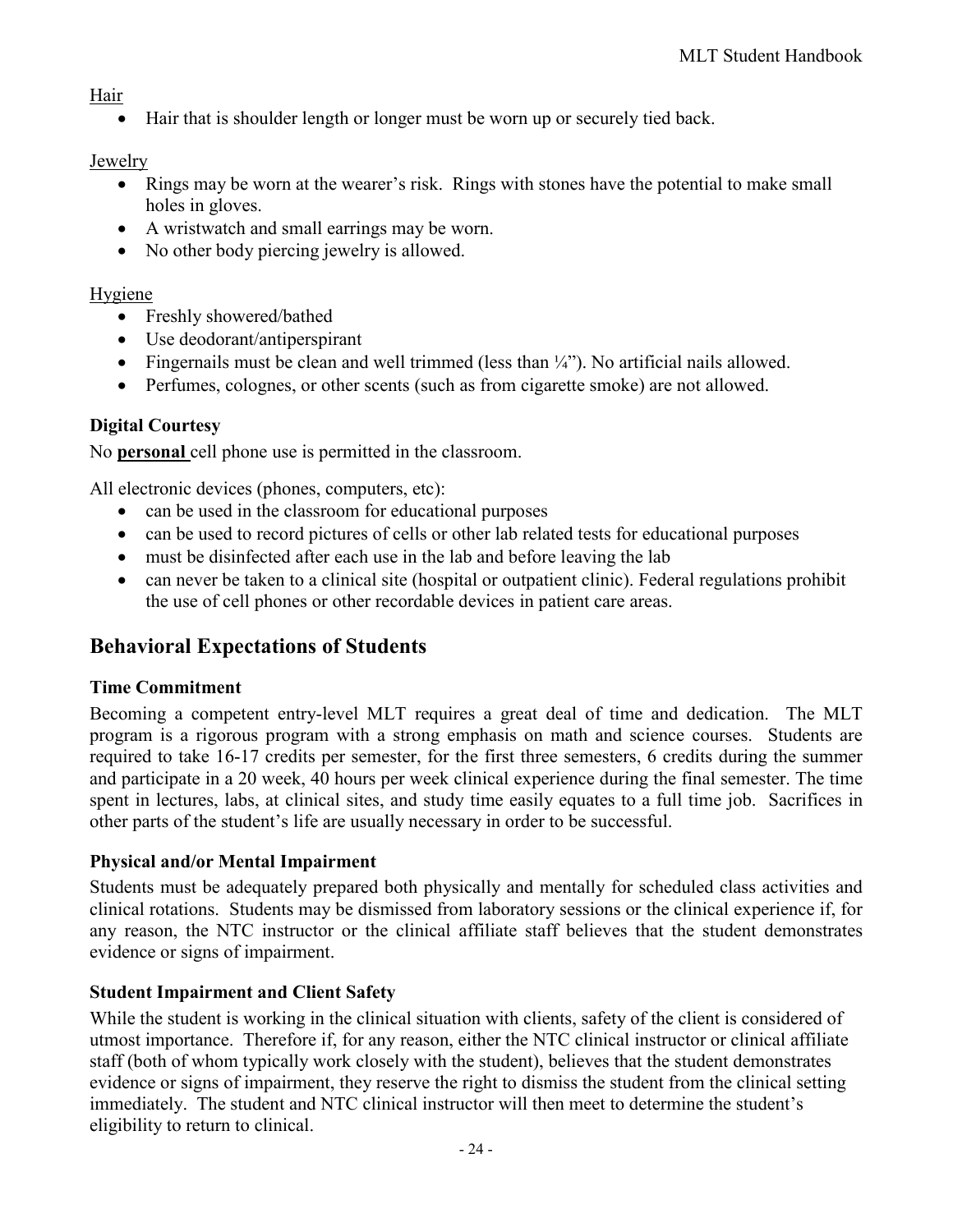Hair

- Hair that is shoulder length or longer must be worn up or securely tied back.

Jewelry

- Rings may be worn at the wearer's risk. Rings with stones have the potential to make small holes in gloves.
- A wristwatch and small earrings may be worn.
- No other body piercing jewelry is allowed.

Hygiene

- Freshly showered/bathed
- Use deodorant/antiperspirant
- Fingernails must be clean and well trimmed (less than ¼"). No artificial nails allowed.
- Perfumes, colognes, or other scents (such as from cigarette smoke) are not allowed.

### Digital Courtesy

No **personal** cell phone use is permitted in the classroom.

All electronic devices (phones, computers, etc):

- can be used in the classroom for educational purposes
- can be used to record pictures of cells or other lab related tests for educational purposes
- must be disinfected after each use in the lab and before leaving the lab
- can never be taken to a clinical site (hospital or outpatient clinic). Federal regulations prohibit the use of cell phones or other recordable devices in patient care areas.

## Behavioral Expectations of Students

### Time Commitment

Becoming a competent entry-level MLT requires a great deal of time and dedication. The MLT program is a rigorous program with a strong emphasis on math and science courses. Students are required to take 16-17 credits per semester, for the first three semesters, 6 credits during the summer and participate in a 20 week, 40 hours per week clinical experience during the final semester. The time spent in lectures, labs, at clinical sites, and study time easily equates to a full time job. Sacrifices in other parts of the student's life are usually necessary in order to be successful.

### Physical and/or Mental Impairment

Students must be adequately prepared both physically and mentally for scheduled class activities and clinical rotations. Students may be dismissed from laboratory sessions or the clinical experience if, for any reason, the NTC instructor or the clinical affiliate staff believes that the student demonstrates evidence or signs of impairment.

### Student Impairment and Client Safety

While the student is working in the clinical situation with clients, safety of the client is considered of utmost importance. Therefore if, for any reason, either the NTC clinical instructor or clinical affiliate staff (both of whom typically work closely with the student), believes that the student demonstrates evidence or signs of impairment, they reserve the right to dismiss the student from the clinical setting immediately. The student and NTC clinical instructor will then meet to determine the student's eligibility to return to clinical.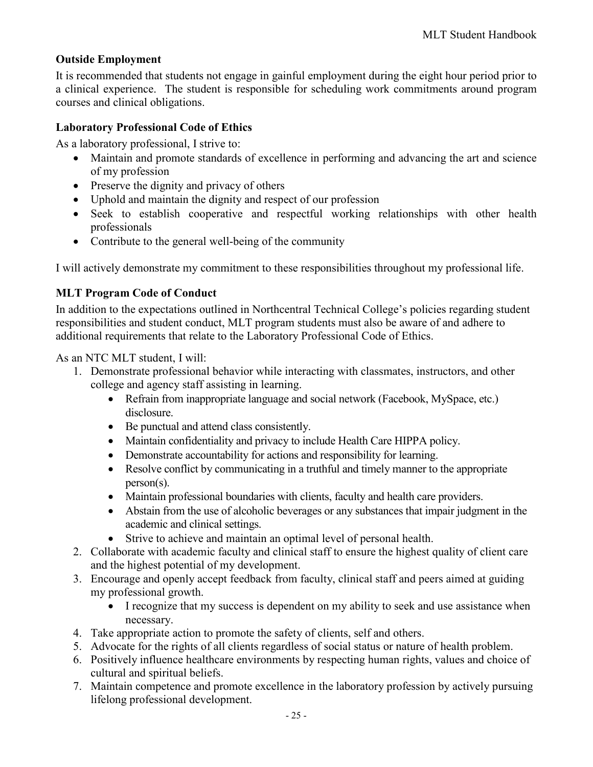## Outside Employment

It is recommended that students not engage in gainful employment during the eight hour period prior to a clinical experience. The student is responsible for scheduling work commitments around program courses and clinical obligations.

## Laboratory Professional Code of Ethics

As a laboratory professional, I strive to:

- Maintain and promote standards of excellence in performing and advancing the art and science of my profession
- Preserve the dignity and privacy of others
- Uphold and maintain the dignity and respect of our profession
- Seek to establish cooperative and respectful working relationships with other health professionals
- Contribute to the general well-being of the community

I will actively demonstrate my commitment to these responsibilities throughout my professional life.

## MLT Program Code of Conduct

In addition to the expectations outlined in Northcentral Technical College's policies regarding student responsibilities and student conduct, MLT program students must also be aware of and adhere to additional requirements that relate to the Laboratory Professional Code of Ethics.

As an NTC MLT student, I will:

1. Demonstrate professional behavior while interacting with classmates, instructors, and other college and agency staff assisting in learning.
   - Refrain from inappropriate language and social network (Facebook, MySpace, etc.) disclosure.
   - Be punctual and attend class consistently.
   - Maintain confidentiality and privacy to include Health Care HIPPA policy.
   - Demonstrate accountability for actions and responsibility for learning.
   - Resolve conflict by communicating in a truthful and timely manner to the appropriate person(s).
   - Maintain professional boundaries with clients, faculty and health care providers.
   - Abstain from the use of alcoholic beverages or any substances that impair judgment in the academic and clinical settings.
   - Strive to achieve and maintain an optimal level of personal health.
2. Collaborate with academic faculty and clinical staff to ensure the highest quality of client care and the highest potential of my development.
3. Encourage and openly accept feedback from faculty, clinical staff and peers aimed at guiding my professional growth.
   - I recognize that my success is dependent on my ability to seek and use assistance when necessary.
4. Take appropriate action to promote the safety of clients, self and others.
5. Advocate for the rights of all clients regardless of social status or nature of health problem.
6. Positively influence healthcare environments by respecting human rights, values and choice of cultural and spiritual beliefs.
7. Maintain competence and promote excellence in the laboratory profession by actively pursuing lifelong professional development.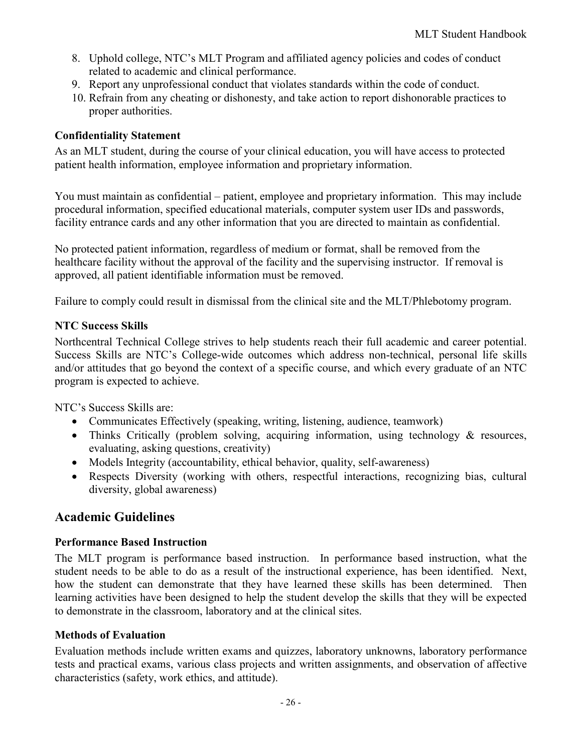8. Uphold college, NTC's MLT Program and affiliated agency policies and codes of conduct related to academic and clinical performance.
9. Report any unprofessional conduct that violates standards within the code of conduct.
10. Refrain from any cheating or dishonesty, and take action to report dishonorable practices to proper authorities.

### Confidentiality Statement

As an MLT student, during the course of your clinical education, you will have access to protected patient health information, employee information and proprietary information.

You must maintain as confidential – patient, employee and proprietary information. This may include procedural information, specified educational materials, computer system user IDs and passwords, facility entrance cards and any other information that you are directed to maintain as confidential.

No protected patient information, regardless of medium or format, shall be removed from the healthcare facility without the approval of the facility and the supervising instructor. If removal is approved, all patient identifiable information must be removed.

Failure to comply could result in dismissal from the clinical site and the MLT/Phlebotomy program.

### NTC Success Skills

Northcentral Technical College strives to help students reach their full academic and career potential. Success Skills are NTC's College-wide outcomes which address non-technical, personal life skills and/or attitudes that go beyond the context of a specific course, and which every graduate of an NTC program is expected to achieve.

NTC's Success Skills are:

- Communicates Effectively (speaking, writing, listening, audience, teamwork)
- Thinks Critically (problem solving, acquiring information, using technology & resources, evaluating, asking questions, creativity)
- Models Integrity (accountability, ethical behavior, quality, self-awareness)
- Respects Diversity (working with others, respectful interactions, recognizing bias, cultural diversity, global awareness)

## Academic Guidelines

### Performance Based Instruction

The MLT program is performance based instruction. In performance based instruction, what the student needs to be able to do as a result of the instructional experience, has been identified. Next, how the student can demonstrate that they have learned these skills has been determined. Then learning activities have been designed to help the student develop the skills that they will be expected to demonstrate in the classroom, laboratory and at the clinical sites.

### Methods of Evaluation

Evaluation methods include written exams and quizzes, laboratory unknowns, laboratory performance tests and practical exams, various class projects and written assignments, and observation of affective characteristics (safety, work ethics, and attitude).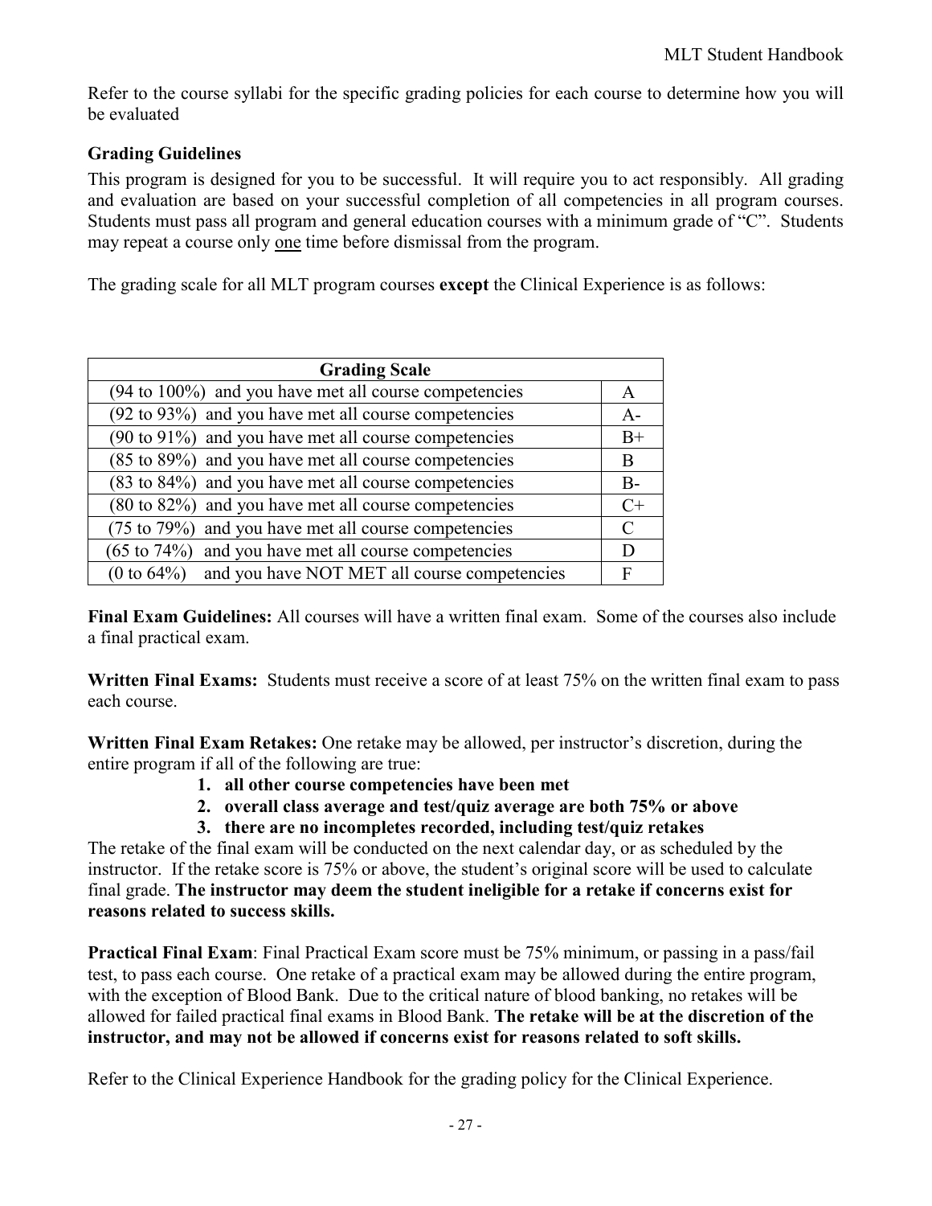Refer to the course syllabi for the specific grading policies for each course to determine how you will be evaluated

### Grading Guidelines

This program is designed for you to be successful. It will require you to act responsibly. All grading and evaluation are based on your successful completion of all competencies in all program courses. Students must pass all program and general education courses with a minimum grade of "C". Students may repeat a course only <u>one</u> time before dismissal from the program.

The grading scale for all MLT program courses **except** the Clinical Experience is as follows:

| Grading Scale | |
|---|---|
| (94 to 100%) and you have met all course competencies | A |
| (92 to 93%) and you have met all course competencies | A- |
| (90 to 91%) and you have met all course competencies | B+ |
| (85 to 89%) and you have met all course competencies | B |
| (83 to 84%) and you have met all course competencies | B- |
| (80 to 82%) and you have met all course competencies | C+ |
| (75 to 79%) and you have met all course competencies | C |
| (65 to 74%) and you have met all course competencies | D |
| (0 to 64%) and you have NOT MET all course competencies | F |

**Final Exam Guidelines:** All courses will have a written final exam. Some of the courses also include a final practical exam.

**Written Final Exams:** Students must receive a score of at least 75% on the written final exam to pass each course.

**Written Final Exam Retakes:** One retake may be allowed, per instructor's discretion, during the entire program if all of the following are true:

1. **all other course competencies have been met**
2. **overall class average and test/quiz average are both 75% or above**
3. **there are no incompletes recorded, including test/quiz retakes**

The retake of the final exam will be conducted on the next calendar day, or as scheduled by the instructor. If the retake score is 75% or above, the student's original score will be used to calculate final grade. **The instructor may deem the student ineligible for a retake if concerns exist for reasons related to success skills.**

**Practical Final Exam**: Final Practical Exam score must be 75% minimum, or passing in a pass/fail test, to pass each course. One retake of a practical exam may be allowed during the entire program, with the exception of Blood Bank. Due to the critical nature of blood banking, no retakes will be allowed for failed practical final exams in Blood Bank. **The retake will be at the discretion of the instructor, and may not be allowed if concerns exist for reasons related to soft skills.**

Refer to the Clinical Experience Handbook for the grading policy for the Clinical Experience.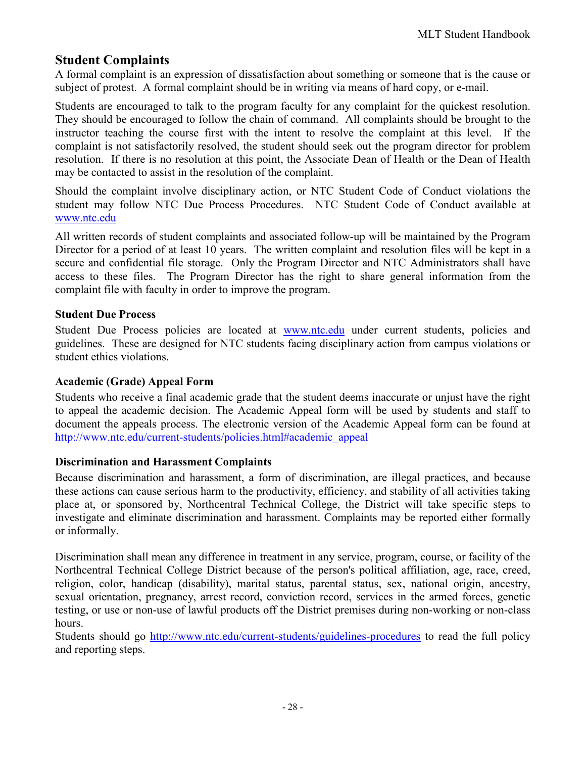## Student Complaints

A formal complaint is an expression of dissatisfaction about something or someone that is the cause or subject of protest. A formal complaint should be in writing via means of hard copy, or e-mail.

Students are encouraged to talk to the program faculty for any complaint for the quickest resolution. They should be encouraged to follow the chain of command. All complaints should be brought to the instructor teaching the course first with the intent to resolve the complaint at this level. If the complaint is not satisfactorily resolved, the student should seek out the program director for problem resolution. If there is no resolution at this point, the Associate Dean of Health or the Dean of Health may be contacted to assist in the resolution of the complaint.

Should the complaint involve disciplinary action, or NTC Student Code of Conduct violations the student may follow NTC Due Process Procedures. NTC Student Code of Conduct available at www.ntc.edu

All written records of student complaints and associated follow-up will be maintained by the Program Director for a period of at least 10 years. The written complaint and resolution files will be kept in a secure and confidential file storage. Only the Program Director and NTC Administrators shall have access to these files. The Program Director has the right to share general information from the complaint file with faculty in order to improve the program.

### Student Due Process

Student Due Process policies are located at www.ntc.edu under current students, policies and guidelines. These are designed for NTC students facing disciplinary action from campus violations or student ethics violations.

### Academic (Grade) Appeal Form

Students who receive a final academic grade that the student deems inaccurate or unjust have the right to appeal the academic decision. The Academic Appeal form will be used by students and staff to document the appeals process. The electronic version of the Academic Appeal form can be found at http://www.ntc.edu/current-students/policies.html#academic_appeal

### Discrimination and Harassment Complaints

Because discrimination and harassment, a form of discrimination, are illegal practices, and because these actions can cause serious harm to the productivity, efficiency, and stability of all activities taking place at, or sponsored by, Northcentral Technical College, the District will take specific steps to investigate and eliminate discrimination and harassment. Complaints may be reported either formally or informally.

Discrimination shall mean any difference in treatment in any service, program, course, or facility of the Northcentral Technical College District because of the person's political affiliation, age, race, creed, religion, color, handicap (disability), marital status, parental status, sex, national origin, ancestry, sexual orientation, pregnancy, arrest record, conviction record, services in the armed forces, genetic testing, or use or non-use of lawful products off the District premises during non-working or non-class hours.
Students should go http://www.ntc.edu/current-students/guidelines-procedures to read the full policy and reporting steps.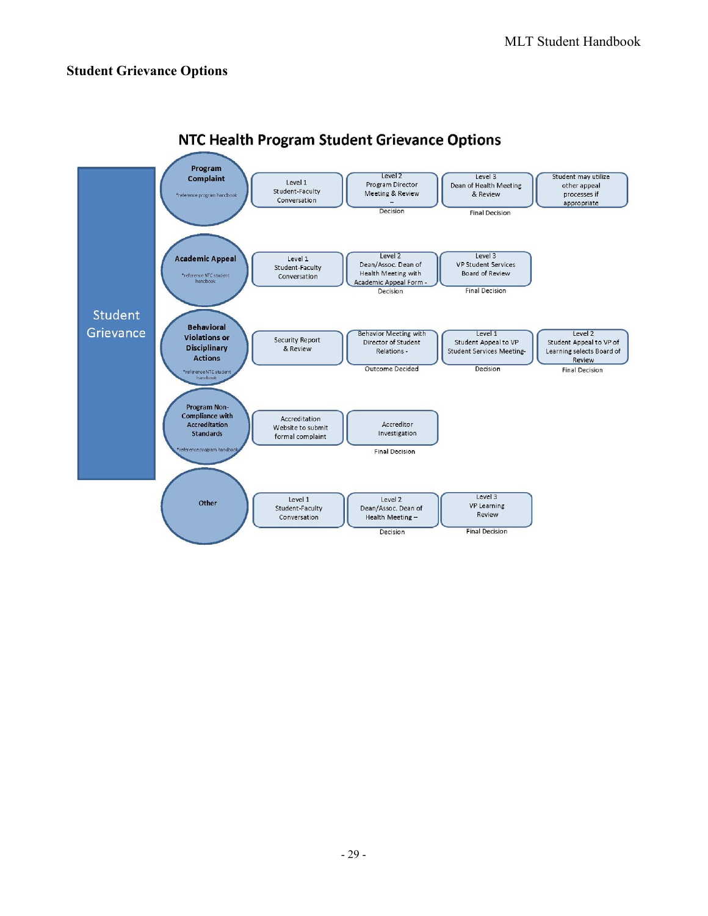## Student Grievance Options

# NTC Health Program Student Grievance Options

**Student Grievance**

**Program Complaint** (*reference program handbook)

- Level 1 Student-Faculty Conversation
- Level 2 Program Director Meeting & Review – Decision
- Level 3 Dean of Health Meeting & Review – Final Decision
- Student may utilize other appeal processes if appropriate

**Academic Appeal** (*reference NTC student handbook)

- Level 1 Student-Faculty Conversation
- Level 2 Dean/Assoc. Dean of Health Meeting with Academic Appeal Form - Decision
- Level 3 VP Student Services Board of Review – Final Decision

**Behavioral Violations or Disciplinary Actions** (*reference NTC student handbook)

- Security Report & Review
- Behavior Meeting with Director of Student Relations - Outcome Decided
- Level 1 Student Appeal to VP Student Services Meeting- Decision
- Level 2 Student Appeal to VP of Learning selects Board of Review – Final Decision

**Program Non-Compliance with Accreditation Standards** (*reference program handbook)

- Accreditation Website to submit formal complaint
- Accreditor Investigation – Final Decision

**Other**

- Level 1 Student-Faculty Conversation
- Level 2 Dean/Assoc. Dean of Health Meeting – Decision
- Level 3 VP Learning Review – Final Decision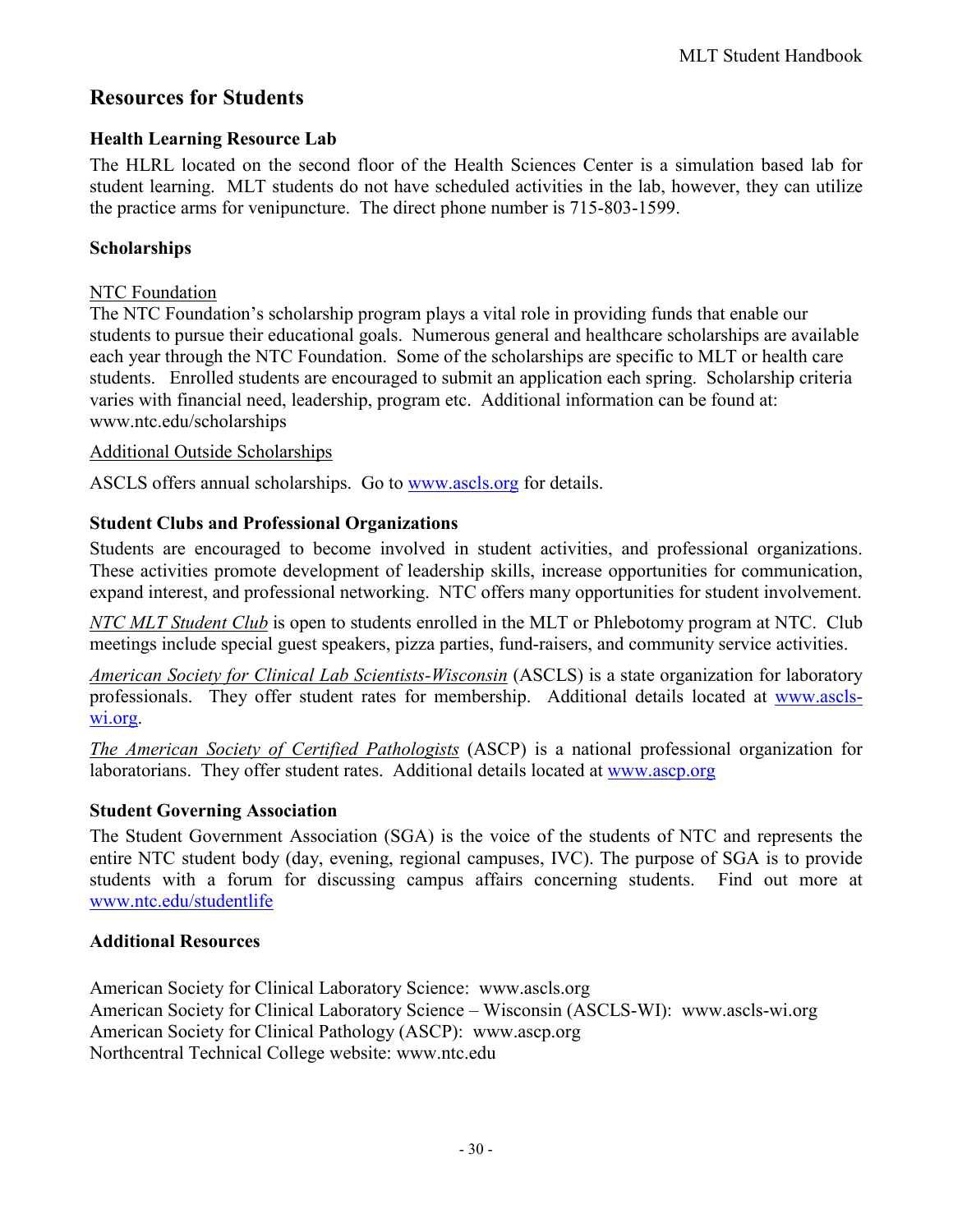## Resources for Students

### Health Learning Resource Lab

The HLRL located on the second floor of the Health Sciences Center is a simulation based lab for student learning. MLT students do not have scheduled activities in the lab, however, they can utilize the practice arms for venipuncture. The direct phone number is 715-803-1599.

### Scholarships

NTC Foundation

The NTC Foundation's scholarship program plays a vital role in providing funds that enable our students to pursue their educational goals. Numerous general and healthcare scholarships are available each year through the NTC Foundation. Some of the scholarships are specific to MLT or health care students. Enrolled students are encouraged to submit an application each spring. Scholarship criteria varies with financial need, leadership, program etc. Additional information can be found at: www.ntc.edu/scholarships

Additional Outside Scholarships

ASCLS offers annual scholarships. Go to www.ascls.org for details.

### Student Clubs and Professional Organizations

Students are encouraged to become involved in student activities, and professional organizations. These activities promote development of leadership skills, increase opportunities for communication, expand interest, and professional networking. NTC offers many opportunities for student involvement.

*NTC MLT Student Club* is open to students enrolled in the MLT or Phlebotomy program at NTC. Club meetings include special guest speakers, pizza parties, fund-raisers, and community service activities.

*American Society for Clinical Lab Scientists-Wisconsin* (ASCLS) is a state organization for laboratory professionals. They offer student rates for membership. Additional details located at www.ascls-wi.org.

*The American Society of Certified Pathologists* (ASCP) is a national professional organization for laboratorians. They offer student rates. Additional details located at www.ascp.org

### Student Governing Association

The Student Government Association (SGA) is the voice of the students of NTC and represents the entire NTC student body (day, evening, regional campuses, IVC). The purpose of SGA is to provide students with a forum for discussing campus affairs concerning students. Find out more at www.ntc.edu/studentlife

### Additional Resources

American Society for Clinical Laboratory Science: www.ascls.org
American Society for Clinical Laboratory Science – Wisconsin (ASCLS-WI): www.ascls-wi.org
American Society for Clinical Pathology (ASCP): www.ascp.org
Northcentral Technical College website: www.ntc.edu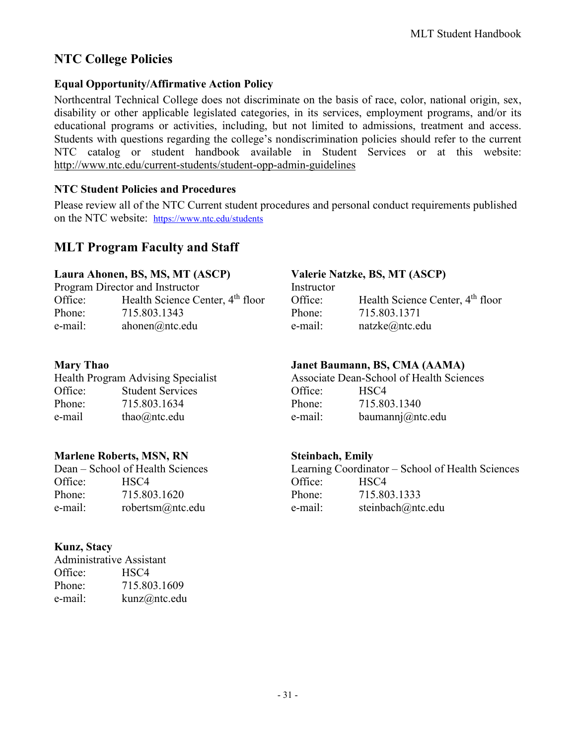## NTC College Policies

### Equal Opportunity/Affirmative Action Policy

Northcentral Technical College does not discriminate on the basis of race, color, national origin, sex, disability or other applicable legislated categories, in its services, employment programs, and/or its educational programs or activities, including, but not limited to, admissions, treatment and access. Students with questions regarding the college's nondiscrimination policies should refer to the current NTC catalog or student handbook available in Student Services or at this website: http://www.ntc.edu/current-students/student-opp-admin-guidelines

### NTC Student Policies and Procedures

Please review all of the NTC Current student procedures and personal conduct requirements published on the NTC website: https://www.ntc.edu/students

## MLT Program Faculty and Staff

**Laura Ahonen, BS, MS, MT (ASCP)**
Program Director and Instructor
Office: Health Science Center, 4th floor
Phone: 715.803.1343
e-mail: ahonen@ntc.edu

**Valerie Natzke, BS, MT (ASCP)**
Instructor
Office: Health Science Center, 4th floor
Phone: 715.803.1371
e-mail: natzke@ntc.edu

**Mary Thao**
Health Program Advising Specialist
Office: Student Services
Phone: 715.803.1634
e-mail thao@ntc.edu

**Janet Baumann, BS, CMA (AAMA)**
Associate Dean-School of Health Sciences
Office: HSC4
Phone: 715.803.1340
e-mail: baumannj@ntc.edu

**Marlene Roberts, MSN, RN**
Dean – School of Health Sciences
Office: HSC4
Phone: 715.803.1620
e-mail: robertsm@ntc.edu

**Steinbach, Emily**
Learning Coordinator – School of Health Sciences
Office: HSC4
Phone: 715.803.1333
e-mail: steinbach@ntc.edu

**Kunz, Stacy**
Administrative Assistant
Office: HSC4
Phone: 715.803.1609
e-mail: kunz@ntc.edu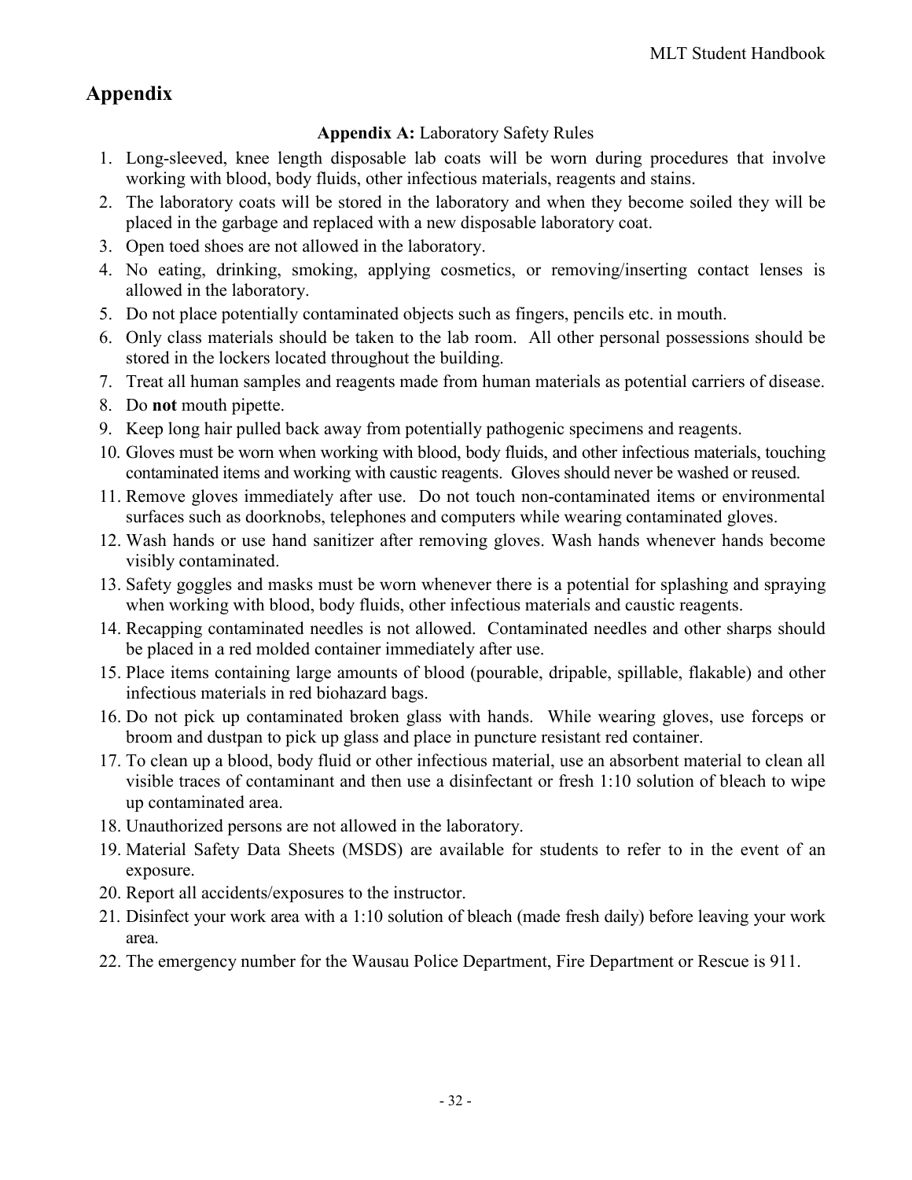# Appendix

**Appendix A:** Laboratory Safety Rules

1. Long-sleeved, knee length disposable lab coats will be worn during procedures that involve working with blood, body fluids, other infectious materials, reagents and stains.
2. The laboratory coats will be stored in the laboratory and when they become soiled they will be placed in the garbage and replaced with a new disposable laboratory coat.
3. Open toed shoes are not allowed in the laboratory.
4. No eating, drinking, smoking, applying cosmetics, or removing/inserting contact lenses is allowed in the laboratory.
5. Do not place potentially contaminated objects such as fingers, pencils etc. in mouth.
6. Only class materials should be taken to the lab room. All other personal possessions should be stored in the lockers located throughout the building.
7. Treat all human samples and reagents made from human materials as potential carriers of disease.
8. Do **not** mouth pipette.
9. Keep long hair pulled back away from potentially pathogenic specimens and reagents.
10. Gloves must be worn when working with blood, body fluids, and other infectious materials, touching contaminated items and working with caustic reagents. Gloves should never be washed or reused.
11. Remove gloves immediately after use. Do not touch non-contaminated items or environmental surfaces such as doorknobs, telephones and computers while wearing contaminated gloves.
12. Wash hands or use hand sanitizer after removing gloves. Wash hands whenever hands become visibly contaminated.
13. Safety goggles and masks must be worn whenever there is a potential for splashing and spraying when working with blood, body fluids, other infectious materials and caustic reagents.
14. Recapping contaminated needles is not allowed. Contaminated needles and other sharps should be placed in a red molded container immediately after use.
15. Place items containing large amounts of blood (pourable, dripable, spillable, flakable) and other infectious materials in red biohazard bags.
16. Do not pick up contaminated broken glass with hands. While wearing gloves, use forceps or broom and dustpan to pick up glass and place in puncture resistant red container.
17. To clean up a blood, body fluid or other infectious material, use an absorbent material to clean all visible traces of contaminant and then use a disinfectant or fresh 1:10 solution of bleach to wipe up contaminated area.
18. Unauthorized persons are not allowed in the laboratory.
19. Material Safety Data Sheets (MSDS) are available for students to refer to in the event of an exposure.
20. Report all accidents/exposures to the instructor.
21. Disinfect your work area with a 1:10 solution of bleach (made fresh daily) before leaving your work area.
22. The emergency number for the Wausau Police Department, Fire Department or Rescue is 911.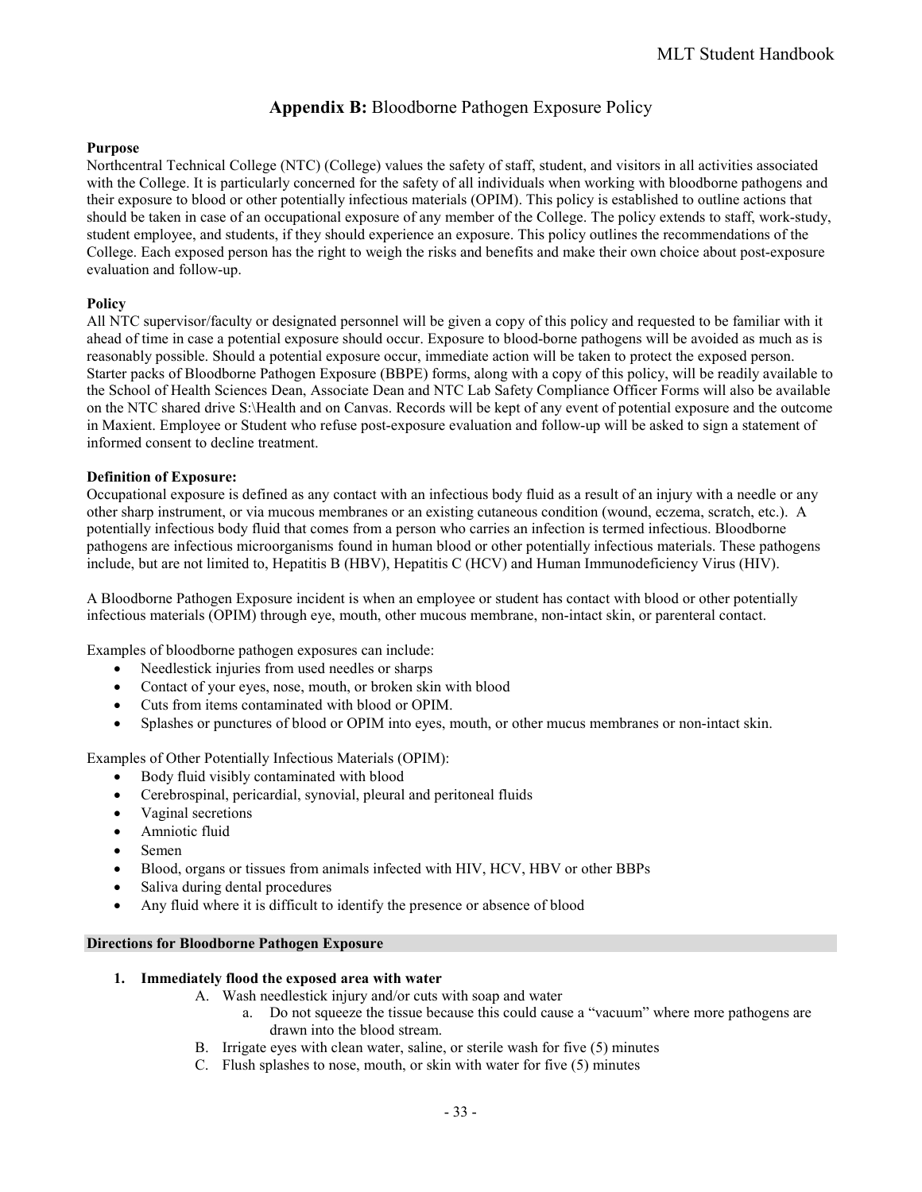## **Appendix B:** Bloodborne Pathogen Exposure Policy

**Purpose**

Northcentral Technical College (NTC) (College) values the safety of staff, student, and visitors in all activities associated with the College. It is particularly concerned for the safety of all individuals when working with bloodborne pathogens and their exposure to blood or other potentially infectious materials (OPIM). This policy is established to outline actions that should be taken in case of an occupational exposure of any member of the College. The policy extends to staff, work-study, student employee, and students, if they should experience an exposure. This policy outlines the recommendations of the College. Each exposed person has the right to weigh the risks and benefits and make their own choice about post-exposure evaluation and follow-up.

**Policy**

All NTC supervisor/faculty or designated personnel will be given a copy of this policy and requested to be familiar with it ahead of time in case a potential exposure should occur. Exposure to blood-borne pathogens will be avoided as much as is reasonably possible. Should a potential exposure occur, immediate action will be taken to protect the exposed person. Starter packs of Bloodborne Pathogen Exposure (BBPE) forms, along with a copy of this policy, will be readily available to the School of Health Sciences Dean, Associate Dean and NTC Lab Safety Compliance Officer Forms will also be available on the NTC shared drive S:\Health and on Canvas. Records will be kept of any event of potential exposure and the outcome in Maxient. Employee or Student who refuse post-exposure evaluation and follow-up will be asked to sign a statement of informed consent to decline treatment.

**Definition of Exposure:**

Occupational exposure is defined as any contact with an infectious body fluid as a result of an injury with a needle or any other sharp instrument, or via mucous membranes or an existing cutaneous condition (wound, eczema, scratch, etc.). A potentially infectious body fluid that comes from a person who carries an infection is termed infectious. Bloodborne pathogens are infectious microorganisms found in human blood or other potentially infectious materials. These pathogens include, but are not limited to, Hepatitis B (HBV), Hepatitis C (HCV) and Human Immunodeficiency Virus (HIV).

A Bloodborne Pathogen Exposure incident is when an employee or student has contact with blood or other potentially infectious materials (OPIM) through eye, mouth, other mucous membrane, non-intact skin, or parenteral contact.

Examples of bloodborne pathogen exposures can include:

- Needlestick injuries from used needles or sharps
- Contact of your eyes, nose, mouth, or broken skin with blood
- Cuts from items contaminated with blood or OPIM.
- Splashes or punctures of blood or OPIM into eyes, mouth, or other mucus membranes or non-intact skin.

Examples of Other Potentially Infectious Materials (OPIM):

- Body fluid visibly contaminated with blood
- Cerebrospinal, pericardial, synovial, pleural and peritoneal fluids
- Vaginal secretions
- Amniotic fluid
- Semen
- Blood, organs or tissues from animals infected with HIV, HCV, HBV or other BBPs
- Saliva during dental procedures
- Any fluid where it is difficult to identify the presence or absence of blood

**Directions for Bloodborne Pathogen Exposure**

1. **Immediately flood the exposed area with water**
   - A. Wash needlestick injury and/or cuts with soap and water
     - a. Do not squeeze the tissue because this could cause a "vacuum" where more pathogens are drawn into the blood stream.
   - B. Irrigate eyes with clean water, saline, or sterile wash for five (5) minutes
   - C. Flush splashes to nose, mouth, or skin with water for five (5) minutes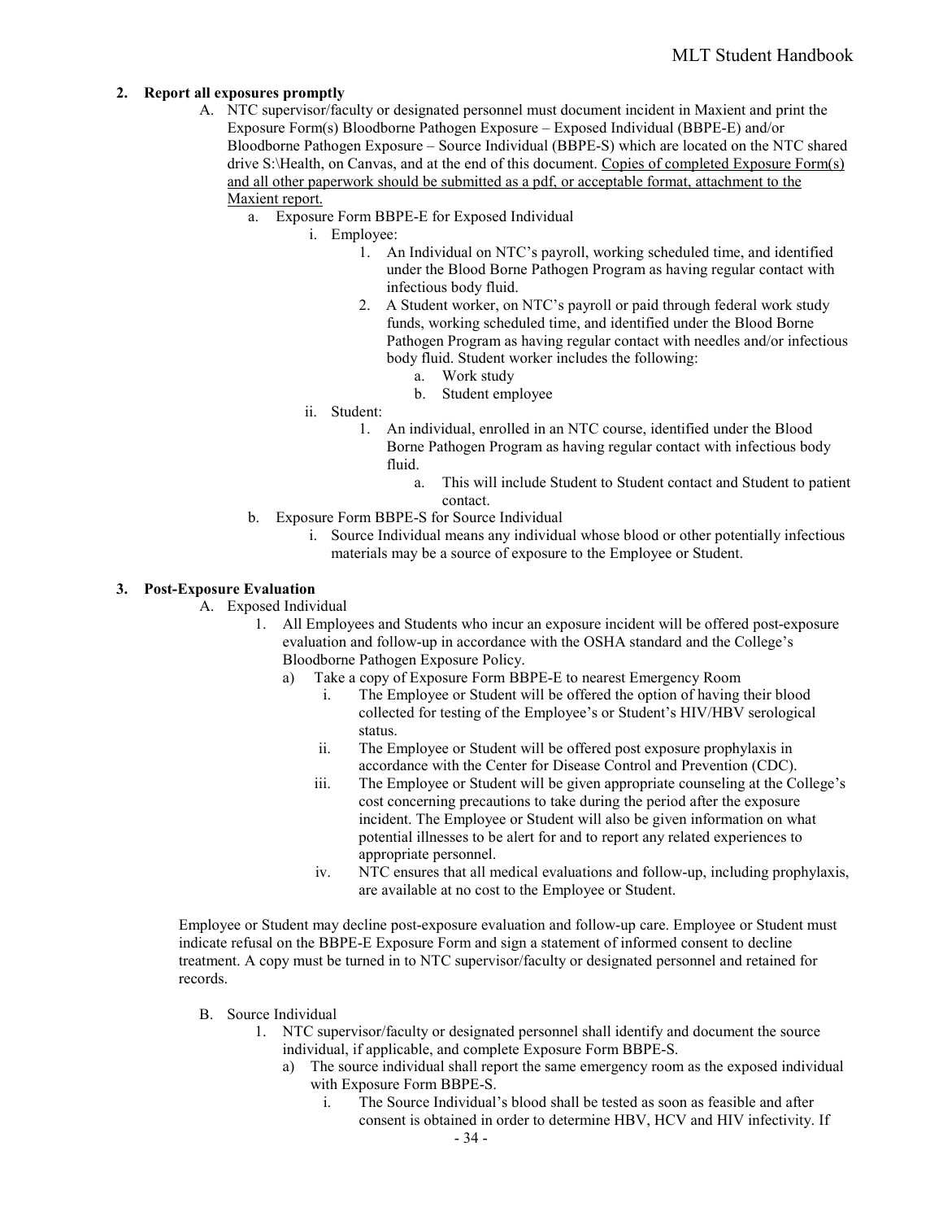**2. Report all exposures promptly**

A. NTC supervisor/faculty or designated personnel must document incident in Maxient and print the Exposure Form(s) Bloodborne Pathogen Exposure – Exposed Individual (BBPE-E) and/or Bloodborne Pathogen Exposure – Source Individual (BBPE-S) which are located on the NTC shared drive S:\Health, on Canvas, and at the end of this document. <u>Copies of completed Exposure Form(s) and all other paperwork should be submitted as a pdf, or acceptable format, attachment to the Maxient report.</u>

   a. Exposure Form BBPE-E for Exposed Individual
      i. Employee:
         1. An Individual on NTC's payroll, working scheduled time, and identified under the Blood Borne Pathogen Program as having regular contact with infectious body fluid.
         2. A Student worker, on NTC's payroll or paid through federal work study funds, working scheduled time, and identified under the Blood Borne Pathogen Program as having regular contact with needles and/or infectious body fluid. Student worker includes the following:
            a. Work study
            b. Student employee
      ii. Student:
         1. An individual, enrolled in an NTC course, identified under the Blood Borne Pathogen Program as having regular contact with infectious body fluid.
            a. This will include Student to Student contact and Student to patient contact.
   b. Exposure Form BBPE-S for Source Individual
      i. Source Individual means any individual whose blood or other potentially infectious materials may be a source of exposure to the Employee or Student.

**3. Post-Exposure Evaluation**

A. Exposed Individual
   1. All Employees and Students who incur an exposure incident will be offered post-exposure evaluation and follow-up in accordance with the OSHA standard and the College's Bloodborne Pathogen Exposure Policy.
      a) Take a copy of Exposure Form BBPE-E to nearest Emergency Room
         i. The Employee or Student will be offered the option of having their blood collected for testing of the Employee's or Student's HIV/HBV serological status.
         ii. The Employee or Student will be offered post exposure prophylaxis in accordance with the Center for Disease Control and Prevention (CDC).
         iii. The Employee or Student will be given appropriate counseling at the College's cost concerning precautions to take during the period after the exposure incident. The Employee or Student will also be given information on what potential illnesses to be alert for and to report any related experiences to appropriate personnel.
         iv. NTC ensures that all medical evaluations and follow-up, including prophylaxis, are available at no cost to the Employee or Student.

Employee or Student may decline post-exposure evaluation and follow-up care. Employee or Student must indicate refusal on the BBPE-E Exposure Form and sign a statement of informed consent to decline treatment. A copy must be turned in to NTC supervisor/faculty or designated personnel and retained for records.

B. Source Individual
   1. NTC supervisor/faculty or designated personnel shall identify and document the source individual, if applicable, and complete Exposure Form BBPE-S.
      a) The source individual shall report the same emergency room as the exposed individual with Exposure Form BBPE-S.
         i. The Source Individual's blood shall be tested as soon as feasible and after consent is obtained in order to determine HBV, HCV and HIV infectivity. If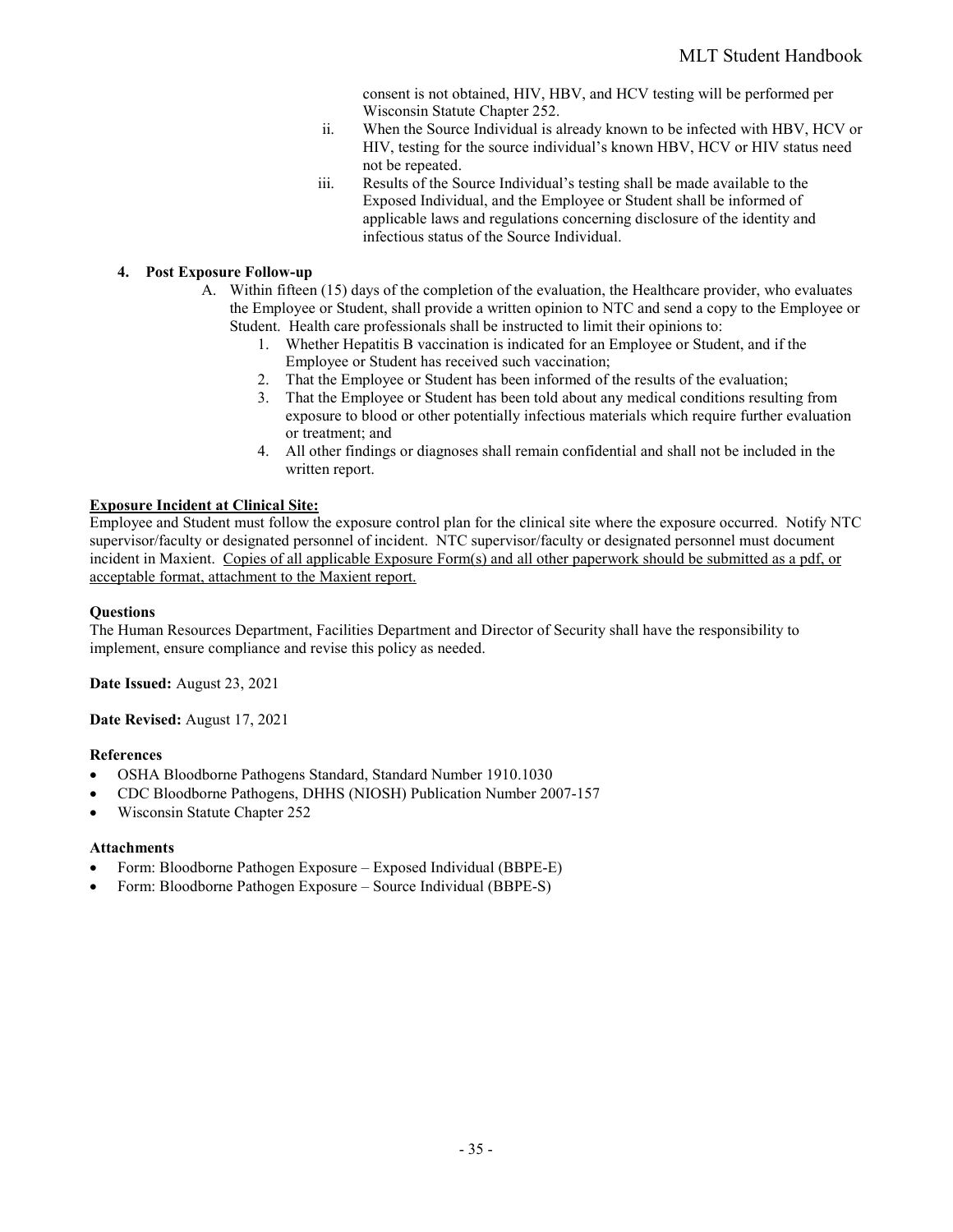consent is not obtained, HIV, HBV, and HCV testing will be performed per Wisconsin Statute Chapter 252.

ii. When the Source Individual is already known to be infected with HBV, HCV or HIV, testing for the source individual's known HBV, HCV or HIV status need not be repeated.

iii. Results of the Source Individual's testing shall be made available to the Exposed Individual, and the Employee or Student shall be informed of applicable laws and regulations concerning disclosure of the identity and infectious status of the Source Individual.

**4. Post Exposure Follow-up**

A. Within fifteen (15) days of the completion of the evaluation, the Healthcare provider, who evaluates the Employee or Student, shall provide a written opinion to NTC and send a copy to the Employee or Student. Health care professionals shall be instructed to limit their opinions to:

1. Whether Hepatitis B vaccination is indicated for an Employee or Student, and if the Employee or Student has received such vaccination;
2. That the Employee or Student has been informed of the results of the evaluation;
3. That the Employee or Student has been told about any medical conditions resulting from exposure to blood or other potentially infectious materials which require further evaluation or treatment; and
4. All other findings or diagnoses shall remain confidential and shall not be included in the written report.

**Exposure Incident at Clinical Site:**

Employee and Student must follow the exposure control plan for the clinical site where the exposure occurred. Notify NTC supervisor/faculty or designated personnel of incident. NTC supervisor/faculty or designated personnel must document incident in Maxient. Copies of all applicable Exposure Form(s) and all other paperwork should be submitted as a pdf, or acceptable format, attachment to the Maxient report.

**Questions**

The Human Resources Department, Facilities Department and Director of Security shall have the responsibility to implement, ensure compliance and revise this policy as needed.

**Date Issued:** August 23, 2021

**Date Revised:** August 17, 2021

**References**

- OSHA Bloodborne Pathogens Standard, Standard Number 1910.1030
- CDC Bloodborne Pathogens, DHHS (NIOSH) Publication Number 2007-157
- Wisconsin Statute Chapter 252

**Attachments**

- Form: Bloodborne Pathogen Exposure – Exposed Individual (BBPE-E)
- Form: Bloodborne Pathogen Exposure – Source Individual (BBPE-S)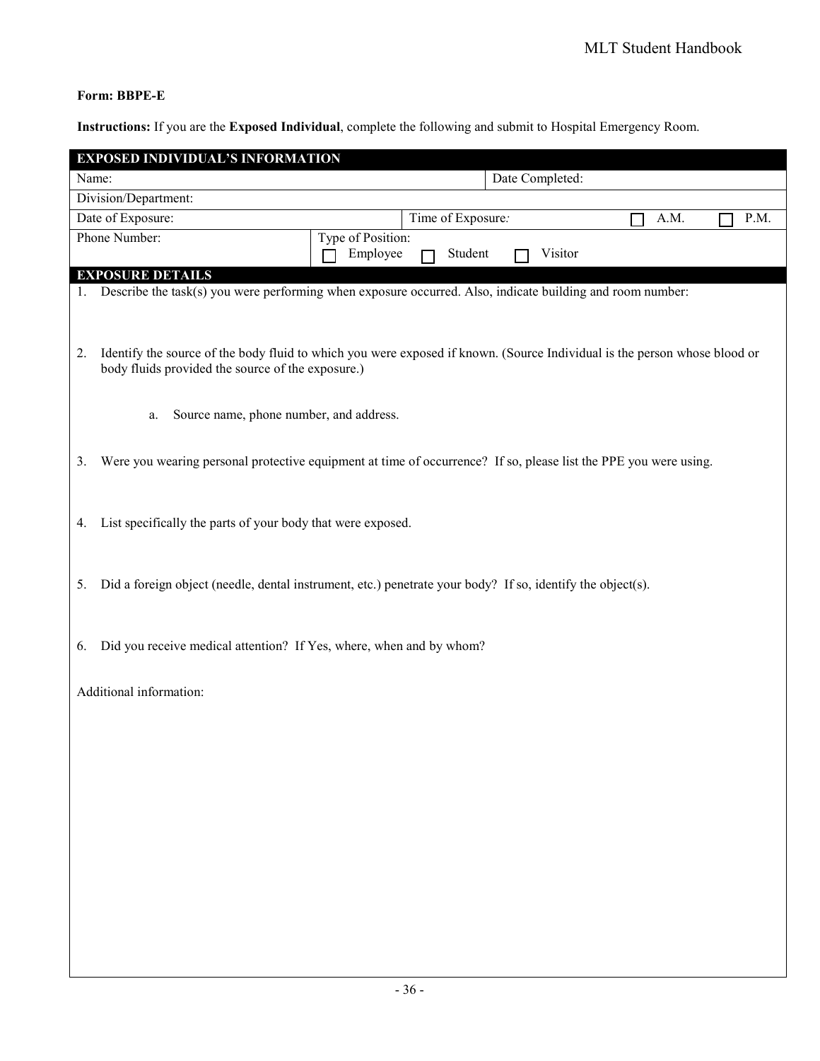**Form: BBPE-E**

**Instructions:** If you are the **Exposed Individual**, complete the following and submit to Hospital Emergency Room.

| **EXPOSED INDIVIDUAL'S INFORMATION** | | | |
|---|---|---|---|
| Name: | | Date Completed: | |
| Division/Department: | | | |
| Date of Exposure: | | Time of Exposure: | ☐ A.M. ☐ P.M. |
| Phone Number: | Type of Position: ☐ Employee ☐ Student ☐ Visitor | | |

**EXPOSURE DETAILS**

1. Describe the task(s) you were performing when exposure occurred. Also, indicate building and room number:

2. Identify the source of the body fluid to which you were exposed if known. (Source Individual is the person whose blood or body fluids provided the source of the exposure.)

   a. Source name, phone number, and address.

3. Were you wearing personal protective equipment at time of occurrence? If so, please list the PPE you were using.

4. List specifically the parts of your body that were exposed.

5. Did a foreign object (needle, dental instrument, etc.) penetrate your body? If so, identify the object(s).

6. Did you receive medical attention? If Yes, where, when and by whom?

Additional information: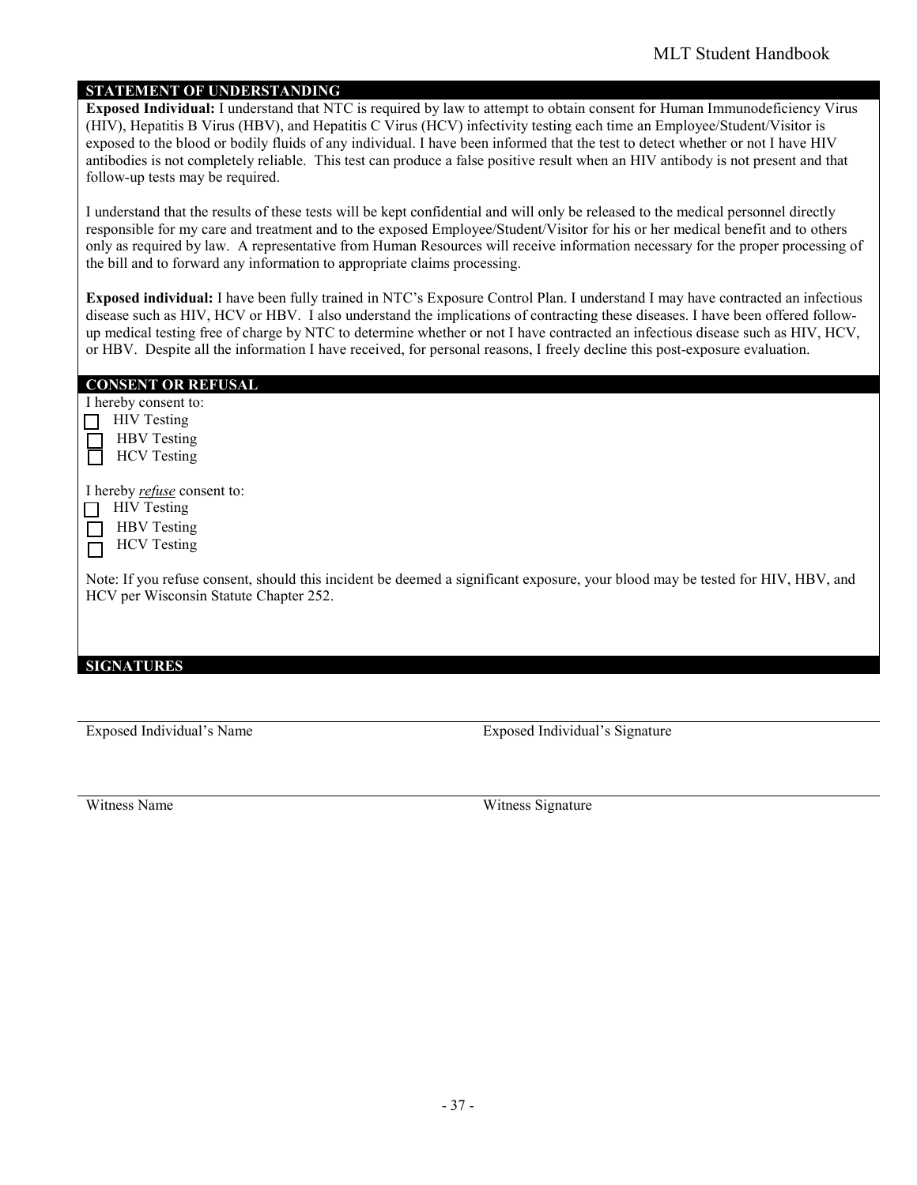## STATEMENT OF UNDERSTANDING

**Exposed Individual:** I understand that NTC is required by law to attempt to obtain consent for Human Immunodeficiency Virus (HIV), Hepatitis B Virus (HBV), and Hepatitis C Virus (HCV) infectivity testing each time an Employee/Student/Visitor is exposed to the blood or bodily fluids of any individual. I have been informed that the test to detect whether or not I have HIV antibodies is not completely reliable. This test can produce a false positive result when an HIV antibody is not present and that follow-up tests may be required.

I understand that the results of these tests will be kept confidential and will only be released to the medical personnel directly responsible for my care and treatment and to the exposed Employee/Student/Visitor for his or her medical benefit and to others only as required by law. A representative from Human Resources will receive information necessary for the proper processing of the bill and to forward any information to appropriate claims processing.

**Exposed individual:** I have been fully trained in NTC's Exposure Control Plan. I understand I may have contracted an infectious disease such as HIV, HCV or HBV. I also understand the implications of contracting these diseases. I have been offered follow-up medical testing free of charge by NTC to determine whether or not I have contracted an infectious disease such as HIV, HCV, or HBV. Despite all the information I have received, for personal reasons, I freely decline this post-exposure evaluation.

## CONSENT OR REFUSAL

I hereby consent to:

- ☐ HIV Testing
- ☐ HBV Testing
- ☐ HCV Testing

I hereby *refuse* consent to:

- ☐ HIV Testing
- ☐ HBV Testing
- ☐ HCV Testing

Note: If you refuse consent, should this incident be deemed a significant exposure, your blood may be tested for HIV, HBV, and HCV per Wisconsin Statute Chapter 252.

## SIGNATURES

| Exposed Individual's Name | Exposed Individual's Signature |
|---|---|
| Witness Name | Witness Signature |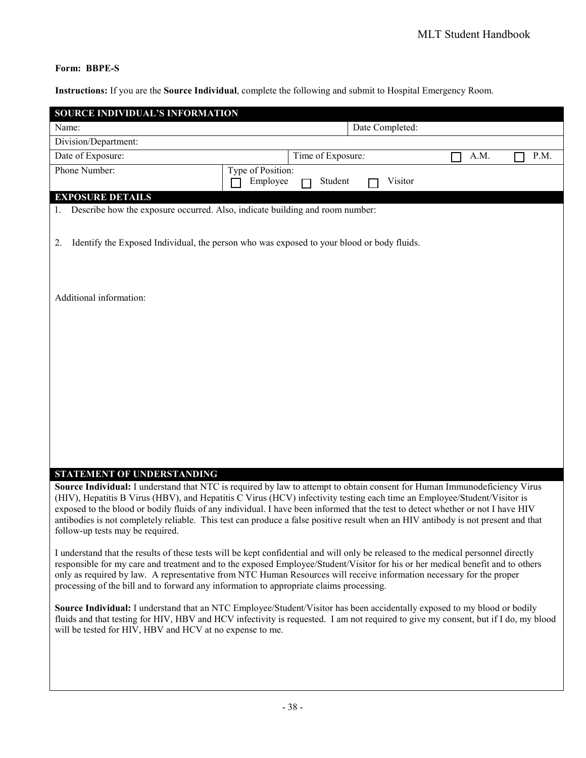**Form: BBPE-S**

**Instructions:** If you are the **Source Individual**, complete the following and submit to Hospital Emergency Room.

| **SOURCE INDIVIDUAL'S INFORMATION** | | | |
|---|---|---|---|
| Name: | | Date Completed: | |
| Division/Department: | | | |
| Date of Exposure: | | Time of Exposure: | ☐ A.M. ☐ P.M. |
| Phone Number: | Type of Position: ☐ Employee ☐ Student ☐ Visitor | | |

**EXPOSURE DETAILS**

1. Describe how the exposure occurred. Also, indicate building and room number:

2. Identify the Exposed Individual, the person who was exposed to your blood or body fluids.

Additional information:

**STATEMENT OF UNDERSTANDING**

**Source Individual:** I understand that NTC is required by law to attempt to obtain consent for Human Immunodeficiency Virus (HIV), Hepatitis B Virus (HBV), and Hepatitis C Virus (HCV) infectivity testing each time an Employee/Student/Visitor is exposed to the blood or bodily fluids of any individual. I have been informed that the test to detect whether or not I have HIV antibodies is not completely reliable. This test can produce a false positive result when an HIV antibody is not present and that follow-up tests may be required.

I understand that the results of these tests will be kept confidential and will only be released to the medical personnel directly responsible for my care and treatment and to the exposed Employee/Student/Visitor for his or her medical benefit and to others only as required by law. A representative from NTC Human Resources will receive information necessary for the proper processing of the bill and to forward any information to appropriate claims processing.

**Source Individual:** I understand that an NTC Employee/Student/Visitor has been accidentally exposed to my blood or bodily fluids and that testing for HIV, HBV and HCV infectivity is requested. I am not required to give my consent, but if I do, my blood will be tested for HIV, HBV and HCV at no expense to me.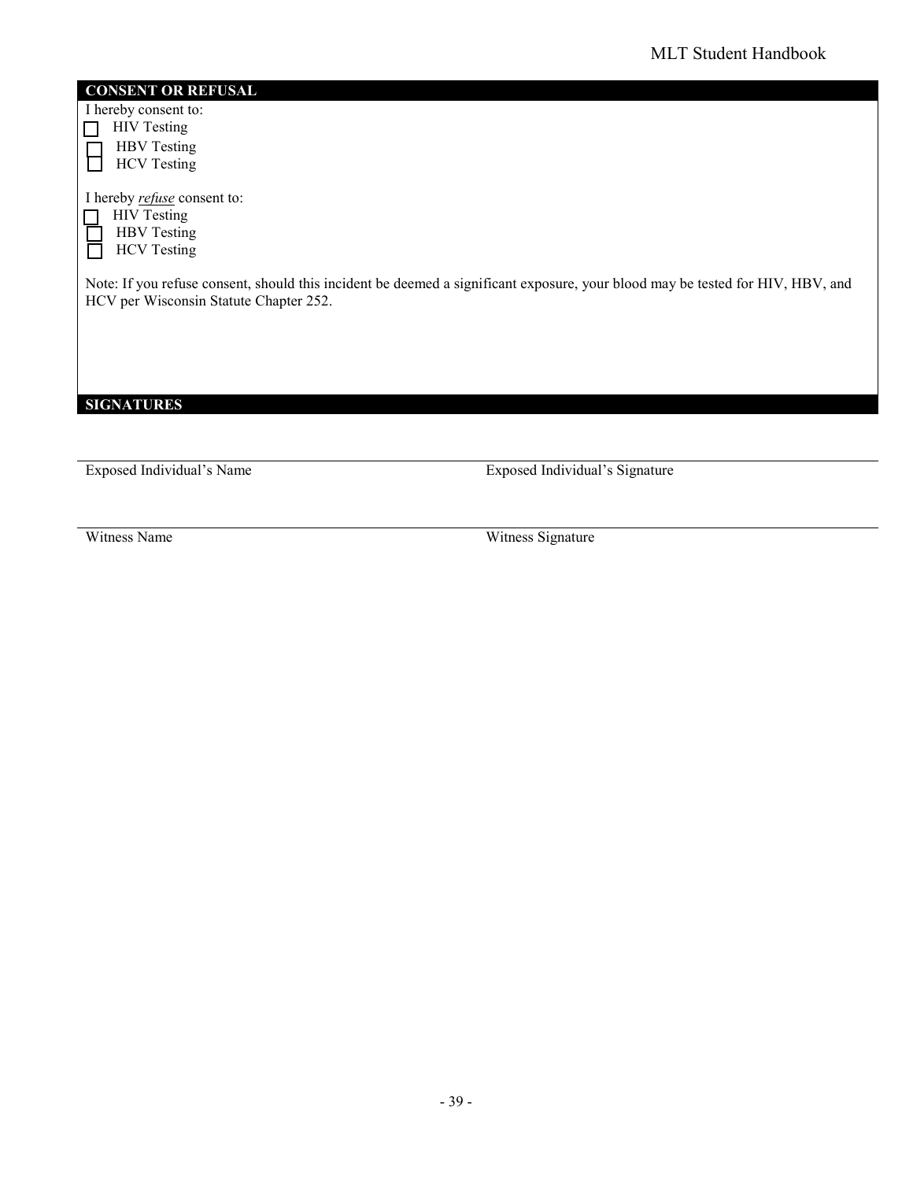## CONSENT OR REFUSAL

I hereby consent to:

- ☐ HIV Testing
- ☐ HBV Testing
- ☐ HCV Testing

I hereby *refuse* consent to:

- ☐ HIV Testing
- ☐ HBV Testing
- ☐ HCV Testing

Note: If you refuse consent, should this incident be deemed a significant exposure, your blood may be tested for HIV, HBV, and HCV per Wisconsin Statute Chapter 252.

## SIGNATURES

| Exposed Individual's Name | Exposed Individual's Signature |
|---|---|
| | |
| Witness Name | Witness Signature |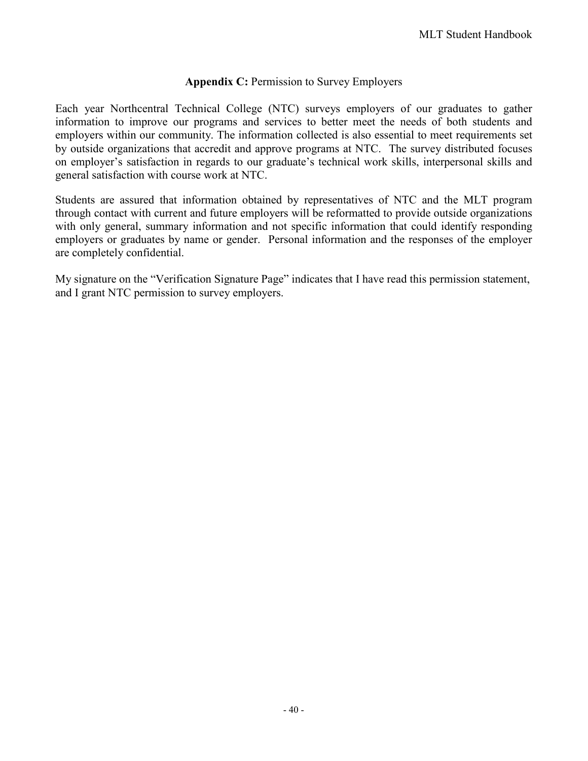## **Appendix C:** Permission to Survey Employers

Each year Northcentral Technical College (NTC) surveys employers of our graduates to gather information to improve our programs and services to better meet the needs of both students and employers within our community. The information collected is also essential to meet requirements set by outside organizations that accredit and approve programs at NTC. The survey distributed focuses on employer's satisfaction in regards to our graduate's technical work skills, interpersonal skills and general satisfaction with course work at NTC.

Students are assured that information obtained by representatives of NTC and the MLT program through contact with current and future employers will be reformatted to provide outside organizations with only general, summary information and not specific information that could identify responding employers or graduates by name or gender. Personal information and the responses of the employer are completely confidential.

My signature on the "Verification Signature Page" indicates that I have read this permission statement, and I grant NTC permission to survey employers.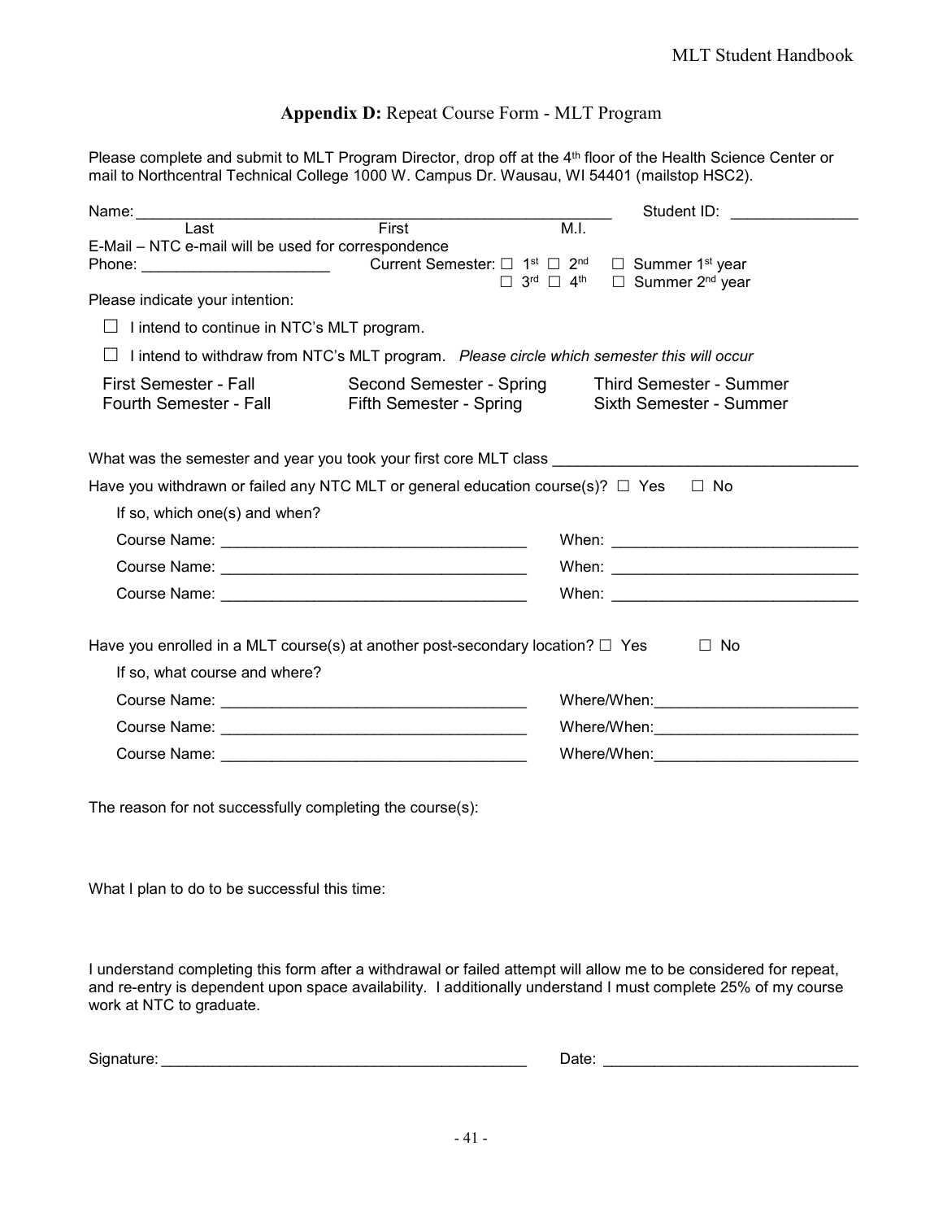## **Appendix D:** Repeat Course Form - MLT Program

Please complete and submit to MLT Program Director, drop off at the 4th floor of the Health Science Center or mail to Northcentral Technical College 1000 W. Campus Dr. Wausau, WI 54401 (mailstop HSC2).

Name: ______________________________________________ Student ID: _______________

Last First M.I.

E-Mail – NTC e-mail will be used for correspondence

Phone: ______________________ Current Semester: ☐ 1st ☐ 2nd ☐ 3rd ☐ 4th ☐ Summer 1st year ☐ Summer 2nd year

Please indicate your intention:

☐ I intend to continue in NTC's MLT program.

☐ I intend to withdraw from NTC's MLT program. *Please circle which semester this will occur*

| | | |
|---|---|---|
| First Semester - Fall | Second Semester - Spring | Third Semester - Summer |
| Fourth Semester - Fall | Fifth Semester - Spring | Sixth Semester - Summer |

What was the semester and year you took your first core MLT class ___________________________________

Have you withdrawn or failed any NTC MLT or general education course(s)? ☐ Yes ☐ No

If so, which one(s) and when?

Course Name: ___________________________________ When: _____________________________

Course Name: ___________________________________ When: _____________________________

Course Name: ___________________________________ When: _____________________________

Have you enrolled in a MLT course(s) at another post-secondary location? ☐ Yes ☐ No

If so, what course and where?

Course Name: ___________________________________ Where/When:________________________

Course Name: ___________________________________ Where/When:________________________

Course Name: ___________________________________ Where/When:________________________

The reason for not successfully completing the course(s):

What I plan to do to be successful this time:

I understand completing this form after a withdrawal or failed attempt will allow me to be considered for repeat, and re-entry is dependent upon space availability. I additionally understand I must complete 25% of my course work at NTC to graduate.

Signature: ____________________________________________ Date: ______________________________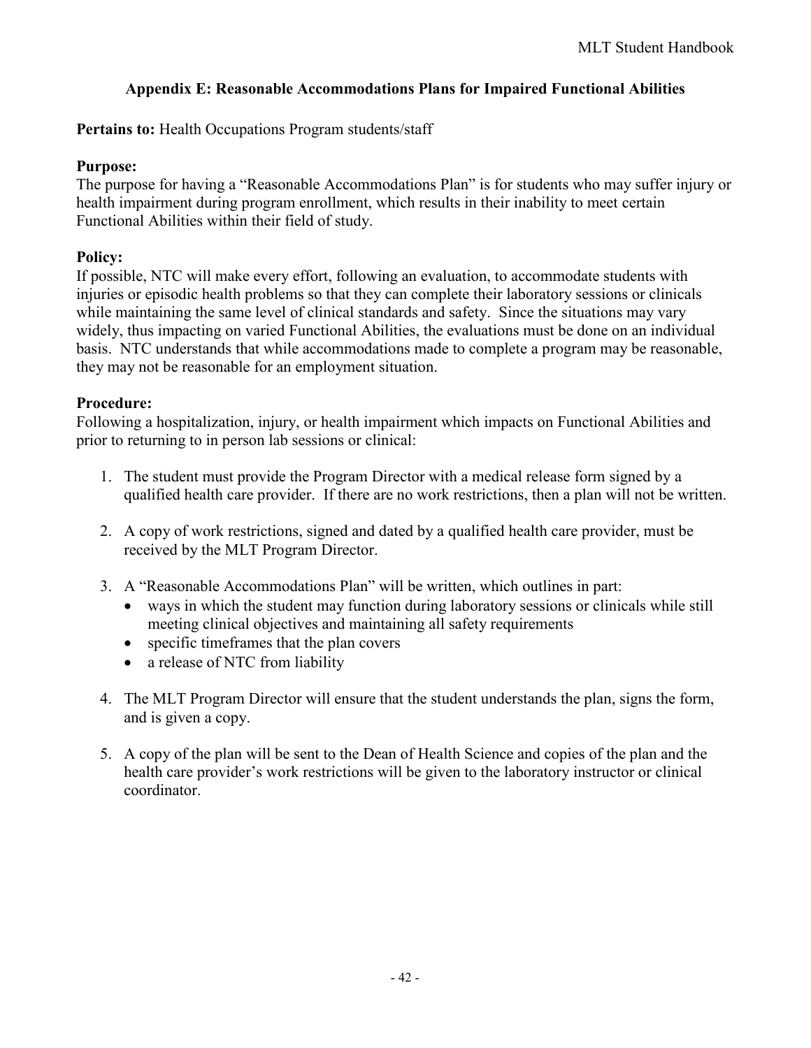## Appendix E: Reasonable Accommodations Plans for Impaired Functional Abilities

**Pertains to:** Health Occupations Program students/staff

**Purpose:**
The purpose for having a "Reasonable Accommodations Plan" is for students who may suffer injury or health impairment during program enrollment, which results in their inability to meet certain Functional Abilities within their field of study.

**Policy:**
If possible, NTC will make every effort, following an evaluation, to accommodate students with injuries or episodic health problems so that they can complete their laboratory sessions or clinicals while maintaining the same level of clinical standards and safety. Since the situations may vary widely, thus impacting on varied Functional Abilities, the evaluations must be done on an individual basis. NTC understands that while accommodations made to complete a program may be reasonable, they may not be reasonable for an employment situation.

**Procedure:**
Following a hospitalization, injury, or health impairment which impacts on Functional Abilities and prior to returning to in person lab sessions or clinical:

1. The student must provide the Program Director with a medical release form signed by a qualified health care provider. If there are no work restrictions, then a plan will not be written.

2. A copy of work restrictions, signed and dated by a qualified health care provider, must be received by the MLT Program Director.

3. A "Reasonable Accommodations Plan" will be written, which outlines in part:
   - ways in which the student may function during laboratory sessions or clinicals while still meeting clinical objectives and maintaining all safety requirements
   - specific timeframes that the plan covers
   - a release of NTC from liability

4. The MLT Program Director will ensure that the student understands the plan, signs the form, and is given a copy.

5. A copy of the plan will be sent to the Dean of Health Science and copies of the plan and the health care provider's work restrictions will be given to the laboratory instructor or clinical coordinator.